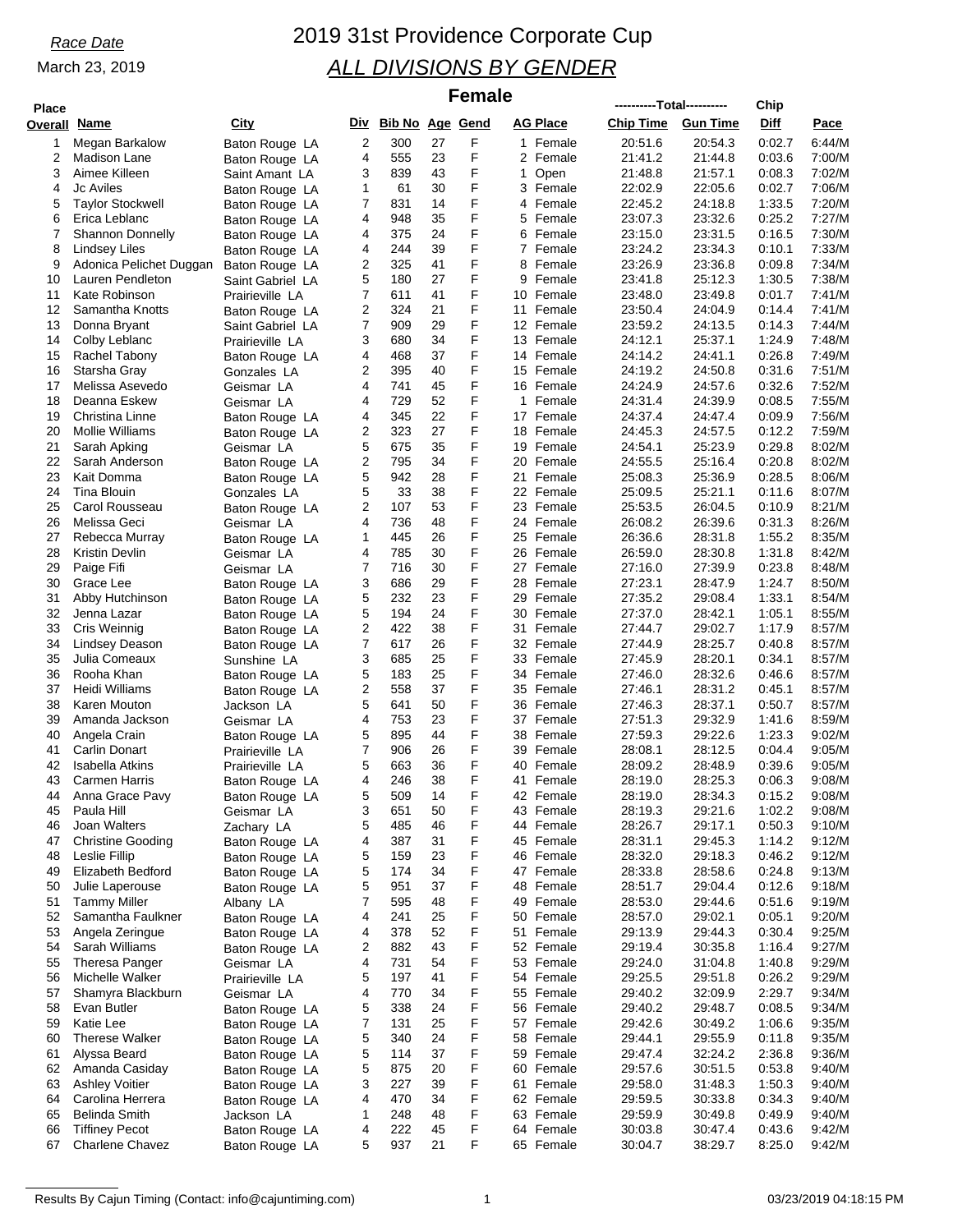*Race Date*

March 23, 2019

# 2019 31st Providence Corporate Cup

## *ALL DIVISIONS BY GENDER*

### Female

| Place Overall | Name | City | Div | Bib No | Age | Gend | AG Place | Chip Time (Total) | Gun Time (Total) | Chip Diff | Pace |
|---|---|---|---|---|---|---|---|---|---|---|---|
| 1 | Megan Barkalow | Baton Rouge LA | 2 | 300 | 27 | F | 1 Female | 20:51.6 | 20:54.3 | 0:02.7 | 6:44/M |
| 2 | Madison Lane | Baton Rouge LA | 4 | 555 | 23 | F | 2 Female | 21:41.2 | 21:44.8 | 0:03.6 | 7:00/M |
| 3 | Aimee Killeen | Saint Amant LA | 3 | 839 | 43 | F | 1 Open | 21:48.8 | 21:57.1 | 0:08.3 | 7:02/M |
| 4 | Jc Aviles | Baton Rouge LA | 1 | 61 | 30 | F | 3 Female | 22:02.9 | 22:05.6 | 0:02.7 | 7:06/M |
| 5 | Taylor Stockwell | Baton Rouge LA | 7 | 831 | 14 | F | 4 Female | 22:45.2 | 24:18.8 | 1:33.5 | 7:20/M |
| 6 | Erica Leblanc | Baton Rouge LA | 4 | 948 | 35 | F | 5 Female | 23:07.3 | 23:32.6 | 0:25.2 | 7:27/M |
| 7 | Shannon Donnelly | Baton Rouge LA | 4 | 375 | 24 | F | 6 Female | 23:15.0 | 23:31.5 | 0:16.5 | 7:30/M |
| 8 | Lindsey Liles | Baton Rouge LA | 4 | 244 | 39 | F | 7 Female | 23:24.2 | 23:34.3 | 0:10.1 | 7:33/M |
| 9 | Adonica Pelichet Duggan | Baton Rouge LA | 2 | 325 | 41 | F | 8 Female | 23:26.9 | 23:36.8 | 0:09.8 | 7:34/M |
| 10 | Lauren Pendleton | Saint Gabriel LA | 5 | 180 | 27 | F | 9 Female | 23:41.8 | 25:12.3 | 1:30.5 | 7:38/M |
| 11 | Kate Robinson | Prairieville LA | 7 | 611 | 41 | F | 10 Female | 23:48.0 | 23:49.8 | 0:01.7 | 7:41/M |
| 12 | Samantha Knotts | Baton Rouge LA | 2 | 324 | 21 | F | 11 Female | 23:50.4 | 24:04.9 | 0:14.4 | 7:41/M |
| 13 | Donna Bryant | Saint Gabriel LA | 7 | 909 | 29 | F | 12 Female | 23:59.2 | 24:13.5 | 0:14.3 | 7:44/M |
| 14 | Colby Leblanc | Prairieville LA | 3 | 680 | 34 | F | 13 Female | 24:12.1 | 25:37.1 | 1:24.9 | 7:48/M |
| 15 | Rachel Tabony | Baton Rouge LA | 4 | 468 | 37 | F | 14 Female | 24:14.2 | 24:41.1 | 0:26.8 | 7:49/M |
| 16 | Starsha Gray | Gonzales LA | 2 | 395 | 40 | F | 15 Female | 24:19.2 | 24:50.8 | 0:31.6 | 7:51/M |
| 17 | Melissa Asevedo | Geismar LA | 4 | 741 | 45 | F | 16 Female | 24:24.9 | 24:57.6 | 0:32.6 | 7:52/M |
| 18 | Deanna Eskew | Geismar LA | 4 | 729 | 52 | F | 1 Female | 24:31.4 | 24:39.9 | 0:08.5 | 7:55/M |
| 19 | Christina Linne | Baton Rouge LA | 4 | 345 | 22 | F | 17 Female | 24:37.4 | 24:47.4 | 0:09.9 | 7:56/M |
| 20 | Mollie Williams | Baton Rouge LA | 2 | 323 | 27 | F | 18 Female | 24:45.3 | 24:57.5 | 0:12.2 | 7:59/M |
| 21 | Sarah Apking | Geismar LA | 5 | 675 | 35 | F | 19 Female | 24:54.1 | 25:23.9 | 0:29.8 | 8:02/M |
| 22 | Sarah Anderson | Baton Rouge LA | 2 | 795 | 34 | F | 20 Female | 24:55.5 | 25:16.4 | 0:20.8 | 8:02/M |
| 23 | Kait Domma | Baton Rouge LA | 5 | 942 | 28 | F | 21 Female | 25:08.3 | 25:36.9 | 0:28.5 | 8:06/M |
| 24 | Tina Blouin | Gonzales LA | 5 | 33 | 38 | F | 22 Female | 25:09.5 | 25:21.1 | 0:11.6 | 8:07/M |
| 25 | Carol Rousseau | Baton Rouge LA | 2 | 107 | 53 | F | 23 Female | 25:53.5 | 26:04.5 | 0:10.9 | 8:21/M |
| 26 | Melissa Geci | Geismar LA | 4 | 736 | 48 | F | 24 Female | 26:08.2 | 26:39.6 | 0:31.3 | 8:26/M |
| 27 | Rebecca Murray | Baton Rouge LA | 1 | 445 | 26 | F | 25 Female | 26:36.6 | 28:31.8 | 1:55.2 | 8:35/M |
| 28 | Kristin Devlin | Geismar LA | 4 | 785 | 30 | F | 26 Female | 26:59.0 | 28:30.8 | 1:31.8 | 8:42/M |
| 29 | Paige Fifi | Geismar LA | 7 | 716 | 30 | F | 27 Female | 27:16.0 | 27:39.9 | 0:23.8 | 8:48/M |
| 30 | Grace Lee | Baton Rouge LA | 3 | 686 | 29 | F | 28 Female | 27:23.1 | 28:47.9 | 1:24.7 | 8:50/M |
| 31 | Abby Hutchinson | Baton Rouge LA | 5 | 232 | 23 | F | 29 Female | 27:35.2 | 29:08.4 | 1:33.1 | 8:54/M |
| 32 | Jenna Lazar | Baton Rouge LA | 5 | 194 | 24 | F | 30 Female | 27:37.0 | 28:42.1 | 1:05.1 | 8:55/M |
| 33 | Cris Weinnig | Baton Rouge LA | 2 | 422 | 38 | F | 31 Female | 27:44.7 | 29:02.7 | 1:17.9 | 8:57/M |
| 34 | Lindsey Deason | Baton Rouge LA | 7 | 617 | 26 | F | 32 Female | 27:44.9 | 28:25.7 | 0:40.8 | 8:57/M |
| 35 | Julia Comeaux | Sunshine LA | 3 | 685 | 25 | F | 33 Female | 27:45.9 | 28:20.1 | 0:34.1 | 8:57/M |
| 36 | Rooha Khan | Baton Rouge LA | 5 | 183 | 25 | F | 34 Female | 27:46.0 | 28:32.6 | 0:46.6 | 8:57/M |
| 37 | Heidi Williams | Baton Rouge LA | 2 | 558 | 37 | F | 35 Female | 27:46.1 | 28:31.2 | 0:45.1 | 8:57/M |
| 38 | Karen Mouton | Jackson LA | 5 | 641 | 50 | F | 36 Female | 27:46.3 | 28:37.1 | 0:50.7 | 8:57/M |
| 39 | Amanda Jackson | Geismar LA | 4 | 753 | 23 | F | 37 Female | 27:51.3 | 29:32.9 | 1:41.6 | 8:59/M |
| 40 | Angela Crain | Baton Rouge LA | 5 | 895 | 44 | F | 38 Female | 27:59.3 | 29:22.6 | 1:23.3 | 9:02/M |
| 41 | Carlin Donart | Prairieville LA | 7 | 906 | 26 | F | 39 Female | 28:08.1 | 28:12.5 | 0:04.4 | 9:05/M |
| 42 | Isabella Atkins | Prairieville LA | 5 | 663 | 36 | F | 40 Female | 28:09.2 | 28:48.9 | 0:39.6 | 9:05/M |
| 43 | Carmen Harris | Baton Rouge LA | 4 | 246 | 38 | F | 41 Female | 28:19.0 | 28:25.3 | 0:06.3 | 9:08/M |
| 44 | Anna Grace Pavy | Baton Rouge LA | 5 | 509 | 14 | F | 42 Female | 28:19.0 | 28:34.3 | 0:15.2 | 9:08/M |
| 45 | Paula Hill | Geismar LA | 3 | 651 | 50 | F | 43 Female | 28:19.3 | 29:21.6 | 1:02.2 | 9:08/M |
| 46 | Joan Walters | Zachary LA | 5 | 485 | 46 | F | 44 Female | 28:26.7 | 29:17.1 | 0:50.3 | 9:10/M |
| 47 | Christine Gooding | Baton Rouge LA | 4 | 387 | 31 | F | 45 Female | 28:31.1 | 29:45.3 | 1:14.2 | 9:12/M |
| 48 | Leslie Fillip | Baton Rouge LA | 5 | 159 | 23 | F | 46 Female | 28:32.0 | 29:18.3 | 0:46.2 | 9:12/M |
| 49 | Elizabeth Bedford | Baton Rouge LA | 5 | 174 | 34 | F | 47 Female | 28:33.8 | 28:58.6 | 0:24.8 | 9:13/M |
| 50 | Julie Laperouse | Baton Rouge LA | 5 | 951 | 37 | F | 48 Female | 28:51.7 | 29:04.4 | 0:12.6 | 9:18/M |
| 51 | Tammy Miller | Albany LA | 7 | 595 | 48 | F | 49 Female | 28:53.0 | 29:44.6 | 0:51.6 | 9:19/M |
| 52 | Samantha Faulkner | Baton Rouge LA | 4 | 241 | 25 | F | 50 Female | 28:57.0 | 29:02.1 | 0:05.1 | 9:20/M |
| 53 | Angela Zeringue | Baton Rouge LA | 4 | 378 | 52 | F | 51 Female | 29:13.9 | 29:44.3 | 0:30.4 | 9:25/M |
| 54 | Sarah Williams | Baton Rouge LA | 2 | 882 | 43 | F | 52 Female | 29:19.4 | 30:35.8 | 1:16.4 | 9:27/M |
| 55 | Theresa Panger | Geismar LA | 4 | 731 | 54 | F | 53 Female | 29:24.0 | 31:04.8 | 1:40.8 | 9:29/M |
| 56 | Michelle Walker | Prairieville LA | 5 | 197 | 41 | F | 54 Female | 29:25.5 | 29:51.8 | 0:26.2 | 9:29/M |
| 57 | Shamyra Blackburn | Geismar LA | 4 | 770 | 34 | F | 55 Female | 29:40.2 | 32:09.9 | 2:29.7 | 9:34/M |
| 58 | Evan Butler | Baton Rouge LA | 5 | 338 | 24 | F | 56 Female | 29:40.2 | 29:48.7 | 0:08.5 | 9:34/M |
| 59 | Katie Lee | Baton Rouge LA | 7 | 131 | 25 | F | 57 Female | 29:42.6 | 30:49.2 | 1:06.6 | 9:35/M |
| 60 | Therese Walker | Baton Rouge LA | 5 | 340 | 24 | F | 58 Female | 29:44.1 | 29:55.9 | 0:11.8 | 9:35/M |
| 61 | Alyssa Beard | Baton Rouge LA | 5 | 114 | 37 | F | 59 Female | 29:47.4 | 32:24.2 | 2:36.8 | 9:36/M |
| 62 | Amanda Casiday | Baton Rouge LA | 5 | 875 | 20 | F | 60 Female | 29:57.6 | 30:51.5 | 0:53.8 | 9:40/M |
| 63 | Ashley Voitier | Baton Rouge LA | 3 | 227 | 39 | F | 61 Female | 29:58.0 | 31:48.3 | 1:50.3 | 9:40/M |
| 64 | Carolina Herrera | Baton Rouge LA | 4 | 470 | 34 | F | 62 Female | 29:59.5 | 30:33.8 | 0:34.3 | 9:40/M |
| 65 | Belinda Smith | Jackson LA | 1 | 248 | 48 | F | 63 Female | 29:59.9 | 30:49.8 | 0:49.9 | 9:40/M |
| 66 | Tiffiney Pecot | Baton Rouge LA | 4 | 222 | 45 | F | 64 Female | 30:03.7 | 30:47.4 | 0:43.6 | 9:42/M |
| 67 | Charlene Chavez | Baton Rouge LA | 5 | 937 | 21 | F | 65 Female | 30:04.7 | 38:29.7 | 8:25.0 | 9:42/M |

Results By Cajun Timing (Contact: info@cajuntiming.com) 03/23/2019 04:18:15 PM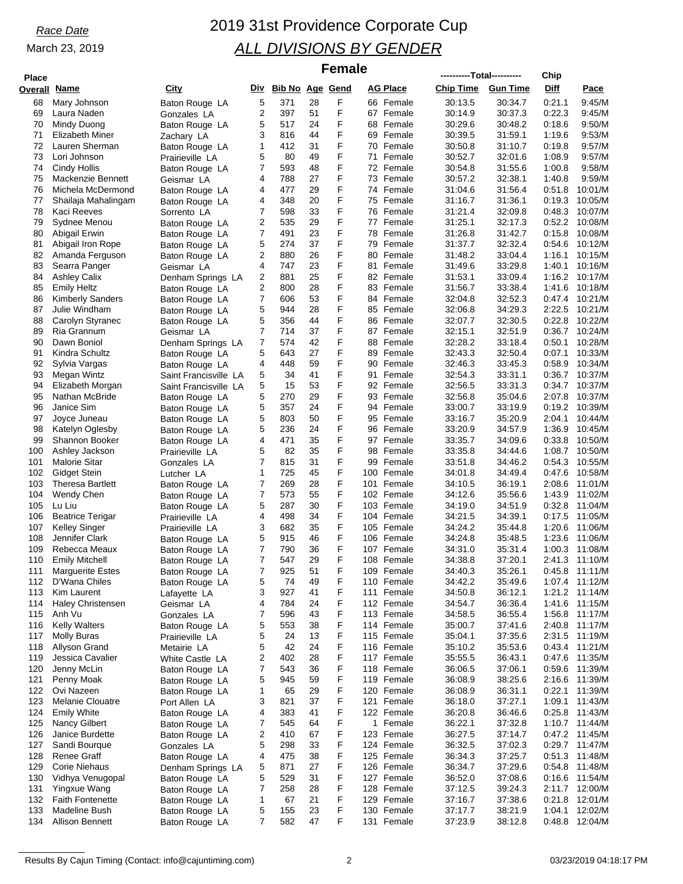*Race Date*

March 23, 2019

# 2019 31st Providence Corporate Cup

## *ALL DIVISIONS BY GENDER*

### Female

| Place Overall | Name | City | Div | Bib No | Age | Gend | AG Place | Chip Time (Total) | Gun Time (Total) | Chip Diff | Pace |
|---|---|---|---|---|---|---|---|---|---|---|---|
| 68 | Mary Johnson | Baton Rouge LA | 5 | 371 | 28 | F | 66 Female | 30:13.5 | 30:34.7 | 0:21.1 | 9:45/M |
| 69 | Laura Naden | Gonzales LA | 2 | 397 | 51 | F | 67 Female | 30:14.9 | 30:37.3 | 0:22.3 | 9:45/M |
| 70 | Mindy Duong | Baton Rouge LA | 5 | 517 | 24 | F | 68 Female | 30:29.6 | 30:48.2 | 0:18.6 | 9:50/M |
| 71 | Elizabeth Miner | Zachary LA | 3 | 816 | 44 | F | 69 Female | 30:39.5 | 31:59.1 | 1:19.6 | 9:53/M |
| 72 | Lauren Sherman | Baton Rouge LA | 1 | 412 | 31 | F | 70 Female | 30:50.8 | 31:10.7 | 0:19.8 | 9:57/M |
| 73 | Lori Johnson | Prairieville LA | 5 | 80 | 49 | F | 71 Female | 30:52.7 | 32:01.6 | 1:08.9 | 9:57/M |
| 74 | Cindy Hollis | Baton Rouge LA | 7 | 593 | 48 | F | 72 Female | 30:54.8 | 31:55.6 | 1:00.8 | 9:58/M |
| 75 | Mackenzie Bennett | Geismar LA | 4 | 788 | 27 | F | 73 Female | 30:57.2 | 32:38.1 | 1:40.8 | 9:59/M |
| 76 | Michela McDermond | Baton Rouge LA | 4 | 477 | 29 | F | 74 Female | 31:04.6 | 31:56.4 | 0:51.8 | 10:01/M |
| 77 | Shailaja Mahalingam | Baton Rouge LA | 4 | 348 | 20 | F | 75 Female | 31:16.7 | 31:36.1 | 0:19.3 | 10:05/M |
| 78 | Kaci Reeves | Sorrento LA | 7 | 598 | 33 | F | 76 Female | 31:21.4 | 32:09.8 | 0:48.3 | 10:07/M |
| 79 | Sydnee Menou | Baton Rouge LA | 2 | 535 | 29 | F | 77 Female | 31:25.1 | 32:17.3 | 0:52.2 | 10:08/M |
| 80 | Abigail Erwin | Baton Rouge LA | 7 | 491 | 23 | F | 78 Female | 31:26.8 | 31:42.7 | 0:15.8 | 10:08/M |
| 81 | Abigail Iron Rope | Baton Rouge LA | 5 | 274 | 37 | F | 79 Female | 31:37.7 | 32:32.4 | 0:54.6 | 10:12/M |
| 82 | Amanda Ferguson | Baton Rouge LA | 2 | 880 | 26 | F | 80 Female | 31:48.2 | 33:04.4 | 1:16.1 | 10:15/M |
| 83 | Searra Panger | Geismar LA | 4 | 747 | 23 | F | 81 Female | 31:49.6 | 33:29.8 | 1:40.1 | 10:16/M |
| 84 | Ashley Calix | Denham Springs LA | 2 | 881 | 25 | F | 82 Female | 31:53.1 | 33:09.4 | 1:16.2 | 10:17/M |
| 85 | Emily Heltz | Baton Rouge LA | 2 | 800 | 28 | F | 83 Female | 31:56.7 | 33:38.4 | 1:41.6 | 10:18/M |
| 86 | Kimberly Sanders | Baton Rouge LA | 7 | 606 | 53 | F | 84 Female | 32:04.8 | 32:52.3 | 0:47.4 | 10:21/M |
| 87 | Julie Windham | Baton Rouge LA | 5 | 944 | 28 | F | 85 Female | 32:06.8 | 34:29.3 | 2:22.5 | 10:21/M |
| 88 | Carolyn Styranec | Baton Rouge LA | 5 | 356 | 44 | F | 86 Female | 32:07.7 | 32:30.5 | 0:22.8 | 10:22/M |
| 89 | Ria Grannum | Geismar LA | 7 | 714 | 37 | F | 87 Female | 32:15.1 | 32:51.9 | 0:36.7 | 10:24/M |
| 90 | Dawn Boniol | Denham Springs LA | 7 | 574 | 42 | F | 88 Female | 32:28.2 | 33:18.4 | 0:50.1 | 10:28/M |
| 91 | Kindra Schultz | Baton Rouge LA | 5 | 643 | 27 | F | 89 Female | 32:43.3 | 32:50.4 | 0:07.1 | 10:33/M |
| 92 | Sylvia Vargas | Baton Rouge LA | 4 | 448 | 59 | F | 90 Female | 32:46.3 | 33:45.3 | 0:58.9 | 10:34/M |
| 93 | Megan Wintz | Saint Francisville LA | 5 | 34 | 41 | F | 91 Female | 32:54.3 | 33:31.1 | 0:36.7 | 10:37/M |
| 94 | Elizabeth Morgan | Saint Francisville LA | 5 | 15 | 53 | F | 92 Female | 32:56.5 | 33:31.3 | 0:34.7 | 10:37/M |
| 95 | Nathan McBride | Baton Rouge LA | 5 | 270 | 29 | F | 93 Female | 32:56.8 | 35:04.6 | 2:07.8 | 10:37/M |
| 96 | Janice Sim | Baton Rouge LA | 5 | 357 | 24 | F | 94 Female | 33:00.7 | 33:19.9 | 0:19.2 | 10:39/M |
| 97 | Joyce Juneau | Baton Rouge LA | 5 | 803 | 50 | F | 95 Female | 33:16.7 | 35:20.9 | 2:04.1 | 10:44/M |
| 98 | Katelyn Oglesby | Baton Rouge LA | 5 | 236 | 24 | F | 96 Female | 33:20.9 | 34:57.9 | 1:36.9 | 10:45/M |
| 99 | Shannon Booker | Baton Rouge LA | 4 | 471 | 35 | F | 97 Female | 33:35.7 | 34:09.6 | 0:33.8 | 10:50/M |
| 100 | Ashley Jackson | Prairieville LA | 5 | 82 | 35 | F | 98 Female | 33:35.8 | 34:44.6 | 1:08.7 | 10:50/M |
| 101 | Malorie Sitar | Gonzales LA | 7 | 815 | 31 | F | 99 Female | 33:51.8 | 34:46.2 | 0:54.3 | 10:55/M |
| 102 | Gidget Stein | Lutcher LA | 1 | 725 | 45 | F | 100 Female | 34:01.8 | 34:49.4 | 0:47.6 | 10:58/M |
| 103 | Theresa Bartlett | Baton Rouge LA | 7 | 269 | 28 | F | 101 Female | 34:10.5 | 36:19.1 | 2:08.6 | 11:01/M |
| 104 | Wendy Chen | Baton Rouge LA | 7 | 573 | 55 | F | 102 Female | 34:12.6 | 35:56.6 | 1:43.9 | 11:02/M |
| 105 | Lu Liu | Baton Rouge LA | 5 | 287 | 30 | F | 103 Female | 34:19.0 | 34:51.9 | 0:32.8 | 11:04/M |
| 106 | Beatrice Terigar | Prairieville LA | 4 | 498 | 34 | F | 104 Female | 34:21.5 | 34:39.1 | 0:17.5 | 11:05/M |
| 107 | Kelley Singer | Prairieville LA | 3 | 682 | 35 | F | 105 Female | 34:24.2 | 35:44.8 | 1:20.6 | 11:06/M |
| 108 | Jennifer Clark | Baton Rouge LA | 5 | 915 | 46 | F | 106 Female | 34:24.8 | 35:48.5 | 1:23.6 | 11:06/M |
| 109 | Rebecca Meaux | Baton Rouge LA | 7 | 790 | 36 | F | 107 Female | 34:31.0 | 35:31.4 | 1:00.3 | 11:08/M |
| 110 | Emily Mitchell | Baton Rouge LA | 7 | 547 | 29 | F | 108 Female | 34:38.8 | 37:20.1 | 2:41.3 | 11:10/M |
| 111 | Marguerite Estes | Baton Rouge LA | 7 | 925 | 51 | F | 109 Female | 34:40.3 | 35:26.1 | 0:45.8 | 11:11/M |
| 112 | D'Wana Chiles | Baton Rouge LA | 5 | 74 | 49 | F | 110 Female | 34:42.2 | 35:49.6 | 1:07.4 | 11:12/M |
| 113 | Kim Laurent | Lafayette LA | 3 | 927 | 41 | F | 111 Female | 34:50.8 | 36:12.1 | 1:21.2 | 11:14/M |
| 114 | Haley Christensen | Geismar LA | 4 | 784 | 24 | F | 112 Female | 34:54.7 | 36:36.4 | 1:41.6 | 11:15/M |
| 115 | Anh Vu | Gonzales LA | 7 | 596 | 43 | F | 113 Female | 34:58.5 | 36:55.4 | 1:56.8 | 11:17/M |
| 116 | Kelly Walters | Baton Rouge LA | 5 | 553 | 38 | F | 114 Female | 35:00.7 | 37:41.6 | 2:40.8 | 11:17/M |
| 117 | Molly Buras | Prairieville LA | 5 | 24 | 13 | F | 115 Female | 35:04.1 | 37:35.6 | 2:31.5 | 11:19/M |
| 118 | Allyson Grand | Metairie LA | 5 | 42 | 24 | F | 116 Female | 35:10.2 | 35:53.6 | 0:43.4 | 11:21/M |
| 119 | Jessica Cavalier | White Castle LA | 2 | 402 | 28 | F | 117 Female | 35:55.5 | 36:43.1 | 0:47.6 | 11:35/M |
| 120 | Jenny McLin | Baton Rouge LA | 7 | 543 | 36 | F | 118 Female | 36:06.5 | 37:06.1 | 0:59.6 | 11:39/M |
| 121 | Penny Moak | Baton Rouge LA | 5 | 945 | 59 | F | 119 Female | 36:08.9 | 38:25.6 | 2:16.6 | 11:39/M |
| 122 | Ovi Nazeen | Baton Rouge LA | 1 | 65 | 29 | F | 120 Female | 36:08.9 | 36:31.1 | 0:22.1 | 11:39/M |
| 123 | Melanie Clouatre | Port Allen LA | 3 | 821 | 37 | F | 121 Female | 36:18.0 | 37:27.1 | 1:09.1 | 11:43/M |
| 124 | Emily White | Baton Rouge LA | 4 | 383 | 41 | F | 122 Female | 36:20.8 | 36:46.6 | 0:25.8 | 11:43/M |
| 125 | Nancy Gilbert | Baton Rouge LA | 7 | 545 | 64 | F | 1 Female | 36:22.1 | 37:32.8 | 1:10.7 | 11:44/M |
| 126 | Janice Burdette | Baton Rouge LA | 2 | 410 | 67 | F | 123 Female | 36:27.5 | 37:14.7 | 0:47.2 | 11:45/M |
| 127 | Sandi Bourque | Gonzales LA | 5 | 298 | 33 | F | 124 Female | 36:32.5 | 37:02.3 | 0:29.7 | 11:47/M |
| 128 | Renee Graff | Baton Rouge LA | 4 | 475 | 38 | F | 125 Female | 36:34.3 | 37:25.7 | 0:51.3 | 11:48/M |
| 129 | Corie Niehaus | Denham Springs LA | 5 | 871 | 27 | F | 126 Female | 36:34.7 | 37:29.6 | 0:54.8 | 11:48/M |
| 130 | Vidhya Venugopal | Baton Rouge LA | 5 | 529 | 31 | F | 127 Female | 36:52.0 | 37:08.6 | 0:16.6 | 11:54/M |
| 131 | Yingxue Wang | Baton Rouge LA | 7 | 258 | 28 | F | 128 Female | 37:12.5 | 39:24.3 | 2:11.7 | 12:00/M |
| 132 | Faith Fontenette | Baton Rouge LA | 1 | 67 | 21 | F | 129 Female | 37:16.7 | 37:38.6 | 0:21.8 | 12:01/M |
| 133 | Madeline Bush | Baton Rouge LA | 5 | 155 | 23 | F | 130 Female | 37:17.7 | 38:21.9 | 1:04.1 | 12:02/M |
| 134 | Allison Bennett | Baton Rouge LA | 7 | 582 | 47 | F | 131 Female | 37:23.9 | 38:12.8 | 0:48.8 | 12:04/M |

Results By Cajun Timing (Contact: info@cajuntiming.com) 03/23/2019 04:18:17 PM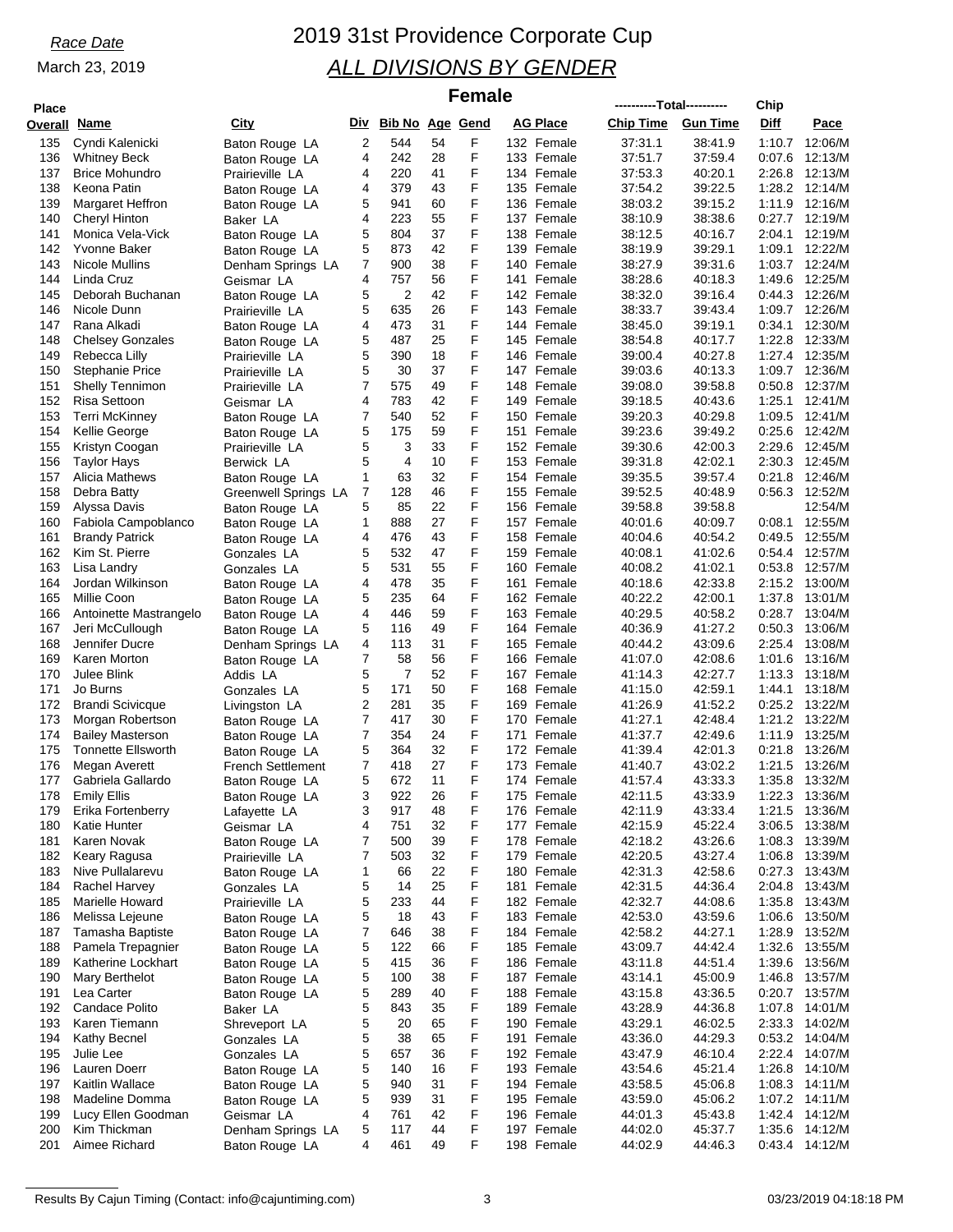*Race Date*

March 23, 2019

# 2019 31st Providence Corporate Cup

## *ALL DIVISIONS BY GENDER*

### Female

| Place Overall | Name | City | Div | Bib No | Age | Gend | AG Place | Chip Time | Gun Time | Chip Diff | Pace |
|---|---|---|---|---|---|---|---|---|---|---|---|
| 135 | Cyndi Kalenicki | Baton Rouge LA | 2 | 544 | 54 | F | 132 Female | 37:31.1 | 38:41.9 | 1:10.7 | 12:06/M |
| 136 | Whitney Beck | Baton Rouge LA | 4 | 242 | 28 | F | 133 Female | 37:51.7 | 37:59.4 | 0:07.6 | 12:13/M |
| 137 | Brice Mohundro | Prairieville LA | 4 | 220 | 41 | F | 134 Female | 37:53.3 | 40:20.1 | 2:26.8 | 12:13/M |
| 138 | Keona Patin | Baton Rouge LA | 4 | 379 | 43 | F | 135 Female | 37:54.2 | 39:22.5 | 1:28.2 | 12:14/M |
| 139 | Margaret Heffron | Baton Rouge LA | 5 | 941 | 60 | F | 136 Female | 38:03.2 | 39:15.2 | 1:11.9 | 12:16/M |
| 140 | Cheryl Hinton | Baker LA | 4 | 223 | 55 | F | 137 Female | 38:10.9 | 38:38.6 | 0:27.7 | 12:19/M |
| 141 | Monica Vela-Vick | Baton Rouge LA | 5 | 804 | 37 | F | 138 Female | 38:12.5 | 40:16.7 | 2:04.1 | 12:19/M |
| 142 | Yvonne Baker | Baton Rouge LA | 5 | 873 | 42 | F | 139 Female | 38:19.9 | 39:29.1 | 1:09.1 | 12:22/M |
| 143 | Nicole Mullins | Denham Springs LA | 7 | 900 | 38 | F | 140 Female | 38:27.9 | 39:31.6 | 1:03.7 | 12:24/M |
| 144 | Linda Cruz | Geismar LA | 4 | 757 | 56 | F | 141 Female | 38:28.6 | 40:18.3 | 1:49.6 | 12:25/M |
| 145 | Deborah Buchanan | Baton Rouge LA | 5 | 2 | 42 | F | 142 Female | 38:32.0 | 39:16.4 | 0:44.3 | 12:26/M |
| 146 | Nicole Dunn | Prairieville LA | 5 | 635 | 26 | F | 143 Female | 38:33.7 | 39:43.4 | 1:09.7 | 12:26/M |
| 147 | Rana Alkadi | Baton Rouge LA | 4 | 473 | 31 | F | 144 Female | 38:45.0 | 39:19.1 | 0:34.1 | 12:30/M |
| 148 | Chelsey Gonzales | Baton Rouge LA | 5 | 487 | 25 | F | 145 Female | 38:54.8 | 40:17.7 | 1:22.8 | 12:33/M |
| 149 | Rebecca Lilly | Prairieville LA | 5 | 390 | 18 | F | 146 Female | 39:00.4 | 40:27.8 | 1:27.4 | 12:35/M |
| 150 | Stephanie Price | Prairieville LA | 5 | 30 | 37 | F | 147 Female | 39:03.6 | 40:13.3 | 1:09.7 | 12:36/M |
| 151 | Shelly Tennimon | Prairieville LA | 7 | 575 | 49 | F | 148 Female | 39:08.0 | 39:58.8 | 0:50.8 | 12:37/M |
| 152 | Risa Settoon | Geismar LA | 4 | 783 | 42 | F | 149 Female | 39:18.5 | 40:43.6 | 1:25.1 | 12:41/M |
| 153 | Terri McKinney | Baton Rouge LA | 7 | 540 | 52 | F | 150 Female | 39:20.3 | 40:29.8 | 1:09.5 | 12:41/M |
| 154 | Kellie George | Baton Rouge LA | 5 | 175 | 59 | F | 151 Female | 39:23.6 | 39:49.2 | 0:25.6 | 12:42/M |
| 155 | Kristyn Coogan | Prairieville LA | 5 | 3 | 33 | F | 152 Female | 39:30.6 | 42:00.3 | 2:29.6 | 12:45/M |
| 156 | Taylor Hays | Berwick LA | 5 | 4 | 10 | F | 153 Female | 39:31.8 | 42:02.1 | 2:30.3 | 12:45/M |
| 157 | Alicia Mathews | Baton Rouge LA | 1 | 63 | 32 | F | 154 Female | 39:35.5 | 39:57.4 | 0:21.8 | 12:46/M |
| 158 | Debra Batty | Greenwell Springs LA | 7 | 128 | 46 | F | 155 Female | 39:52.5 | 40:48.9 | 0:56.3 | 12:52/M |
| 159 | Alyssa Davis | Baton Rouge LA | 5 | 85 | 22 | F | 156 Female | 39:58.8 | 39:58.8 | | 12:54/M |
| 160 | Fabiola Campoblanco | Baton Rouge LA | 1 | 888 | 27 | F | 157 Female | 40:01.6 | 40:09.7 | 0:08.1 | 12:55/M |
| 161 | Brandy Patrick | Baton Rouge LA | 4 | 476 | 43 | F | 158 Female | 40:04.6 | 40:54.2 | 0:49.5 | 12:55/M |
| 162 | Kim St. Pierre | Gonzales LA | 5 | 532 | 47 | F | 159 Female | 40:08.1 | 41:02.6 | 0:54.4 | 12:57/M |
| 163 | Lisa Landry | Gonzales LA | 5 | 531 | 55 | F | 160 Female | 40:08.2 | 41:02.1 | 0:53.8 | 12:57/M |
| 164 | Jordan Wilkinson | Baton Rouge LA | 4 | 478 | 35 | F | 161 Female | 40:18.6 | 42:33.8 | 2:15.2 | 13:00/M |
| 165 | Millie Coon | Baton Rouge LA | 5 | 235 | 64 | F | 162 Female | 40:22.2 | 42:00.1 | 1:37.8 | 13:01/M |
| 166 | Antoinette Mastrangelo | Baton Rouge LA | 4 | 446 | 59 | F | 163 Female | 40:29.5 | 40:58.2 | 0:28.7 | 13:04/M |
| 167 | Jeri McCullough | Baton Rouge LA | 5 | 116 | 49 | F | 164 Female | 40:36.9 | 41:27.2 | 0:50.3 | 13:06/M |
| 168 | Jennifer Ducre | Denham Springs LA | 4 | 113 | 31 | F | 165 Female | 40:44.2 | 43:09.6 | 2:25.4 | 13:08/M |
| 169 | Karen Morton | Baton Rouge LA | 7 | 58 | 56 | F | 166 Female | 41:07.0 | 42:08.6 | 1:01.6 | 13:16/M |
| 170 | Julee Blink | Addis LA | 5 | 7 | 52 | F | 167 Female | 41:14.3 | 42:27.7 | 1:13.3 | 13:18/M |
| 171 | Jo Burns | Gonzales LA | 5 | 171 | 50 | F | 168 Female | 41:15.0 | 42:59.1 | 1:44.1 | 13:18/M |
| 172 | Brandi Scivicque | Livingston LA | 2 | 281 | 35 | F | 169 Female | 41:26.9 | 41:52.2 | 0:25.2 | 13:22/M |
| 173 | Morgan Robertson | Baton Rouge LA | 7 | 417 | 30 | F | 170 Female | 41:27.1 | 42:48.4 | 1:21.2 | 13:22/M |
| 174 | Bailey Masterson | Baton Rouge LA | 7 | 354 | 24 | F | 171 Female | 41:37.7 | 42:49.6 | 1:11.9 | 13:25/M |
| 175 | Tonnette Ellsworth | Baton Rouge LA | 5 | 364 | 32 | F | 172 Female | 41:39.4 | 42:01.3 | 0:21.8 | 13:26/M |
| 176 | Megan Averett | French Settlement | 7 | 418 | 27 | F | 173 Female | 41:40.7 | 43:02.2 | 1:21.5 | 13:26/M |
| 177 | Gabriela Gallardo | Baton Rouge LA | 5 | 672 | 11 | F | 174 Female | 41:57.4 | 43:33.3 | 1:35.8 | 13:32/M |
| 178 | Emily Ellis | Baton Rouge LA | 3 | 922 | 26 | F | 175 Female | 42:11.5 | 43:33.9 | 1:22.3 | 13:36/M |
| 179 | Erika Fortenberry | Lafayette LA | 3 | 917 | 48 | F | 176 Female | 42:11.9 | 43:33.4 | 1:21.5 | 13:36/M |
| 180 | Katie Hunter | Geismar LA | 4 | 751 | 32 | F | 177 Female | 42:15.9 | 45:22.4 | 3:06.5 | 13:38/M |
| 181 | Karen Novak | Baton Rouge LA | 7 | 500 | 39 | F | 178 Female | 42:18.2 | 43:26.6 | 1:08.3 | 13:39/M |
| 182 | Keary Ragusa | Prairieville LA | 7 | 503 | 32 | F | 179 Female | 42:20.5 | 43:27.4 | 1:06.8 | 13:39/M |
| 183 | Nive Pullalarevu | Baton Rouge LA | 1 | 66 | 22 | F | 180 Female | 42:31.3 | 42:58.6 | 0:27.3 | 13:43/M |
| 184 | Rachel Harvey | Gonzales LA | 5 | 14 | 25 | F | 181 Female | 42:31.5 | 44:36.4 | 2:04.8 | 13:43/M |
| 185 | Marielle Howard | Prairieville LA | 5 | 233 | 44 | F | 182 Female | 42:32.7 | 44:08.6 | 1:35.8 | 13:43/M |
| 186 | Melissa Lejeune | Baton Rouge LA | 5 | 18 | 43 | F | 183 Female | 42:53.0 | 43:59.6 | 1:06.6 | 13:50/M |
| 187 | Tamasha Baptiste | Baton Rouge LA | 7 | 646 | 38 | F | 184 Female | 42:58.2 | 44:27.1 | 1:28.9 | 13:52/M |
| 188 | Pamela Trepagnier | Baton Rouge LA | 5 | 122 | 66 | F | 185 Female | 43:09.7 | 44:42.4 | 1:32.6 | 13:55/M |
| 189 | Katherine Lockhart | Baton Rouge LA | 5 | 415 | 36 | F | 186 Female | 43:11.8 | 44:51.4 | 1:39.6 | 13:56/M |
| 190 | Mary Berthelot | Baton Rouge LA | 5 | 100 | 38 | F | 187 Female | 43:14.1 | 45:00.9 | 1:46.8 | 13:57/M |
| 191 | Lea Carter | Baton Rouge LA | 5 | 289 | 40 | F | 188 Female | 43:15.8 | 43:36.5 | 0:20.7 | 13:57/M |
| 192 | Candace Polito | Baker LA | 5 | 843 | 35 | F | 189 Female | 43:28.9 | 44:36.8 | 1:07.8 | 14:01/M |
| 193 | Karen Tiemann | Shreveport LA | 5 | 20 | 65 | F | 190 Female | 43:29.1 | 46:02.5 | 2:33.3 | 14:02/M |
| 194 | Kathy Becnel | Gonzales LA | 5 | 38 | 65 | F | 191 Female | 43:36.0 | 44:29.3 | 0:53.2 | 14:04/M |
| 195 | Julie Lee | Gonzales LA | 5 | 657 | 36 | F | 192 Female | 43:47.9 | 46:10.4 | 2:22.4 | 14:07/M |
| 196 | Lauren Doerr | Baton Rouge LA | 5 | 140 | 16 | F | 193 Female | 43:54.6 | 45:21.4 | 1:26.8 | 14:10/M |
| 197 | Kaitlin Wallace | Baton Rouge LA | 5 | 940 | 31 | F | 194 Female | 43:58.5 | 45:06.8 | 1:08.3 | 14:11/M |
| 198 | Madeline Domma | Baton Rouge LA | 5 | 939 | 31 | F | 195 Female | 43:59.0 | 45:06.2 | 1:07.2 | 14:11/M |
| 199 | Lucy Ellen Goodman | Geismar LA | 4 | 761 | 42 | F | 196 Female | 44:01.3 | 45:43.8 | 1:42.4 | 14:12/M |
| 200 | Kim Thickman | Denham Springs LA | 5 | 117 | 44 | F | 197 Female | 44:02.0 | 45:37.7 | 1:35.6 | 14:12/M |
| 201 | Aimee Richard | Baton Rouge LA | 4 | 461 | 49 | F | 198 Female | 44:02.9 | 44:46.3 | 0:43.4 | 14:12/M |

Results By Cajun Timing (Contact: info@cajuntiming.com) 03/23/2019 04:18:18 PM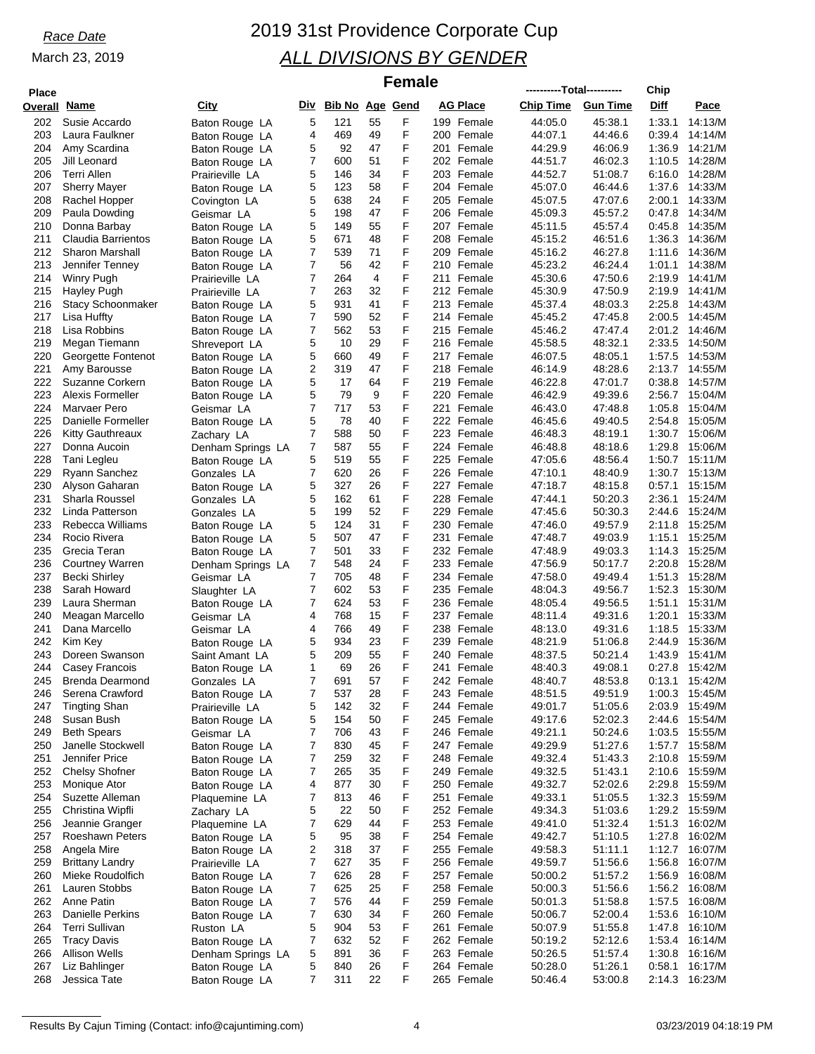*Race Date*

March 23, 2019

# 2019 31st Providence Corporate Cup

## ALL DIVISIONS BY GENDER

### Female

| Place Overall | Name | City | Div | Bib No | Age | Gend | AG Place | Chip Time | Gun Time | Chip Diff | Pace |
|---|---|---|---|---|---|---|---|---|---|---|---|
| 202 | Susie Accardo | Baton Rouge LA | 5 | 121 | 55 | F | 199 Female | 44:05.0 | 45:38.1 | 1:33.1 | 14:13/M |
| 203 | Laura Faulkner | Baton Rouge LA | 4 | 469 | 49 | F | 200 Female | 44:07.1 | 44:46.6 | 0:39.4 | 14:14/M |
| 204 | Amy Scardina | Baton Rouge LA | 5 | 92 | 47 | F | 201 Female | 44:29.9 | 46:06.9 | 1:36.9 | 14:21/M |
| 205 | Jill Leonard | Baton Rouge LA | 7 | 600 | 51 | F | 202 Female | 44:51.7 | 46:02.3 | 1:10.5 | 14:28/M |
| 206 | Terri Allen | Prairieville LA | 5 | 146 | 34 | F | 203 Female | 44:52.7 | 51:08.7 | 6:16.0 | 14:28/M |
| 207 | Sherry Mayer | Baton Rouge LA | 5 | 123 | 58 | F | 204 Female | 45:07.0 | 46:44.6 | 1:37.6 | 14:33/M |
| 208 | Rachel Hopper | Covington LA | 5 | 638 | 24 | F | 205 Female | 45:07.5 | 47:07.6 | 2:00.1 | 14:33/M |
| 209 | Paula Dowding | Geismar LA | 5 | 198 | 47 | F | 206 Female | 45:09.3 | 45:57.2 | 0:47.8 | 14:34/M |
| 210 | Donna Barbay | Baton Rouge LA | 5 | 149 | 55 | F | 207 Female | 45:11.5 | 45:57.4 | 0:45.8 | 14:35/M |
| 211 | Claudia Barrientos | Baton Rouge LA | 5 | 671 | 48 | F | 208 Female | 45:15.2 | 46:51.6 | 1:36.3 | 14:36/M |
| 212 | Sharon Marshall | Baton Rouge LA | 7 | 539 | 71 | F | 209 Female | 45:16.2 | 46:27.8 | 1:11.6 | 14:36/M |
| 213 | Jennifer Tenney | Baton Rouge LA | 7 | 56 | 42 | F | 210 Female | 45:23.2 | 46:24.4 | 1:01.1 | 14:38/M |
| 214 | Winry Pugh | Prairieville LA | 7 | 264 | 4 | F | 211 Female | 45:30.6 | 47:50.6 | 2:19.9 | 14:41/M |
| 215 | Hayley Pugh | Prairieville LA | 7 | 263 | 32 | F | 212 Female | 45:30.9 | 47:50.9 | 2:19.9 | 14:41/M |
| 216 | Stacy Schoonmaker | Baton Rouge LA | 5 | 931 | 41 | F | 213 Female | 45:37.4 | 48:03.3 | 2:25.8 | 14:43/M |
| 217 | Lisa Huffty | Baton Rouge LA | 7 | 590 | 52 | F | 214 Female | 45:45.2 | 47:45.8 | 2:00.5 | 14:45/M |
| 218 | Lisa Robbins | Baton Rouge LA | 7 | 562 | 53 | F | 215 Female | 45:46.2 | 47:47.4 | 2:01.2 | 14:46/M |
| 219 | Megan Tiemann | Shreveport LA | 5 | 10 | 29 | F | 216 Female | 45:58.5 | 48:32.1 | 2:33.5 | 14:50/M |
| 220 | Georgette Fontenot | Baton Rouge LA | 5 | 660 | 49 | F | 217 Female | 46:07.5 | 48:05.1 | 1:57.5 | 14:53/M |
| 221 | Amy Barousse | Baton Rouge LA | 2 | 319 | 47 | F | 218 Female | 46:14.9 | 48:28.6 | 2:13.7 | 14:55/M |
| 222 | Suzanne Corkern | Baton Rouge LA | 5 | 17 | 64 | F | 219 Female | 46:22.8 | 47:01.7 | 0:38.8 | 14:57/M |
| 223 | Alexis Formeller | Baton Rouge LA | 5 | 79 | 9 | F | 220 Female | 46:42.9 | 49:39.6 | 2:56.7 | 15:04/M |
| 224 | Marvaer Pero | Geismar LA | 7 | 717 | 53 | F | 221 Female | 46:43.0 | 47:48.8 | 1:05.8 | 15:04/M |
| 225 | Danielle Formeller | Baton Rouge LA | 5 | 78 | 40 | F | 222 Female | 46:45.6 | 49:40.5 | 2:54.8 | 15:05/M |
| 226 | Kitty Gauthreaux | Zachary LA | 7 | 588 | 50 | F | 223 Female | 46:48.3 | 48:19.1 | 1:30.7 | 15:06/M |
| 227 | Donna Aucoin | Denham Springs LA | 7 | 587 | 55 | F | 224 Female | 46:48.8 | 48:18.6 | 1:29.8 | 15:06/M |
| 228 | Tani Legleu | Baton Rouge LA | 5 | 519 | 55 | F | 225 Female | 47:05.6 | 48:56.4 | 1:50.7 | 15:11/M |
| 229 | Ryann Sanchez | Gonzales LA | 7 | 620 | 26 | F | 226 Female | 47:10.1 | 48:40.9 | 1:30.7 | 15:13/M |
| 230 | Alyson Gaharan | Baton Rouge LA | 5 | 327 | 26 | F | 227 Female | 47:18.7 | 48:15.8 | 0:57.1 | 15:15/M |
| 231 | Sharla Roussel | Gonzales LA | 5 | 162 | 61 | F | 228 Female | 47:44.1 | 50:20.3 | 2:36.1 | 15:24/M |
| 232 | Linda Patterson | Gonzales LA | 5 | 199 | 52 | F | 229 Female | 47:45.6 | 50:30.3 | 2:44.6 | 15:24/M |
| 233 | Rebecca Williams | Baton Rouge LA | 5 | 124 | 31 | F | 230 Female | 47:46.0 | 49:57.9 | 2:11.8 | 15:25/M |
| 234 | Rocio Rivera | Baton Rouge LA | 5 | 507 | 47 | F | 231 Female | 47:48.7 | 49:03.9 | 1:15.1 | 15:25/M |
| 235 | Grecia Teran | Baton Rouge LA | 7 | 501 | 33 | F | 232 Female | 47:48.9 | 49:03.3 | 1:14.3 | 15:25/M |
| 236 | Courtney Warren | Denham Springs LA | 7 | 548 | 24 | F | 233 Female | 47:56.9 | 50:17.7 | 2:20.8 | 15:28/M |
| 237 | Becki Shirley | Geismar LA | 7 | 705 | 48 | F | 234 Female | 47:58.0 | 49:49.4 | 1:51.3 | 15:28/M |
| 238 | Sarah Howard | Slaughter LA | 7 | 602 | 53 | F | 235 Female | 48:04.3 | 49:56.7 | 1:52.3 | 15:30/M |
| 239 | Laura Sherman | Baton Rouge LA | 7 | 624 | 53 | F | 236 Female | 48:05.4 | 49:56.5 | 1:51.1 | 15:31/M |
| 240 | Meagan Marcello | Geismar LA | 4 | 768 | 15 | F | 237 Female | 48:11.4 | 49:31.6 | 1:20.1 | 15:33/M |
| 241 | Dana Marcello | Geismar LA | 4 | 766 | 49 | F | 238 Female | 48:13.0 | 49:31.6 | 1:18.5 | 15:33/M |
| 242 | Kim Key | Baton Rouge LA | 5 | 934 | 23 | F | 239 Female | 48:21.9 | 51:06.8 | 2:44.9 | 15:36/M |
| 243 | Doreen Swanson | Saint Amant LA | 5 | 209 | 55 | F | 240 Female | 48:37.5 | 50:21.4 | 1:43.9 | 15:41/M |
| 244 | Casey Francois | Baton Rouge LA | 1 | 69 | 26 | F | 241 Female | 48:40.3 | 49:08.1 | 0:27.8 | 15:42/M |
| 245 | Brenda Dearmond | Gonzales LA | 7 | 691 | 57 | F | 242 Female | 48:40.7 | 48:53.8 | 0:13.1 | 15:42/M |
| 246 | Serena Crawford | Baton Rouge LA | 7 | 537 | 28 | F | 243 Female | 48:51.5 | 49:51.9 | 1:00.3 | 15:45/M |
| 247 | Tingting Shan | Prairieville LA | 5 | 142 | 32 | F | 244 Female | 49:01.7 | 51:05.6 | 2:03.9 | 15:49/M |
| 248 | Susan Bush | Baton Rouge LA | 5 | 154 | 50 | F | 245 Female | 49:17.6 | 52:02.3 | 2:44.6 | 15:54/M |
| 249 | Beth Spears | Geismar LA | 7 | 706 | 43 | F | 246 Female | 49:21.1 | 50:24.6 | 1:03.5 | 15:55/M |
| 250 | Janelle Stockwell | Baton Rouge LA | 7 | 830 | 45 | F | 247 Female | 49:29.9 | 51:27.6 | 1:57.7 | 15:58/M |
| 251 | Jennifer Price | Baton Rouge LA | 7 | 259 | 32 | F | 248 Female | 49:32.4 | 51:43.3 | 2:10.8 | 15:59/M |
| 252 | Chelsy Shofner | Baton Rouge LA | 7 | 265 | 35 | F | 249 Female | 49:32.5 | 51:43.1 | 2:10.6 | 15:59/M |
| 253 | Monique Ator | Baton Rouge LA | 4 | 877 | 30 | F | 250 Female | 49:32.7 | 52:02.6 | 2:29.8 | 15:59/M |
| 254 | Suzette Alleman | Plaquemine LA | 7 | 813 | 46 | F | 251 Female | 49:33.1 | 51:05.5 | 1:32.3 | 15:59/M |
| 255 | Christina Wipfli | Zachary LA | 5 | 22 | 50 | F | 252 Female | 49:34.3 | 51:03.6 | 1:29.2 | 15:59/M |
| 256 | Jeannie Granger | Plaquemine LA | 7 | 629 | 44 | F | 253 Female | 49:41.0 | 51:32.4 | 1:51.3 | 16:02/M |
| 257 | Roeshawn Peters | Baton Rouge LA | 5 | 95 | 38 | F | 254 Female | 49:42.7 | 51:10.5 | 1:27.8 | 16:02/M |
| 258 | Angela Mire | Baton Rouge LA | 2 | 318 | 37 | F | 255 Female | 49:58.3 | 51:11.1 | 1:12.7 | 16:07/M |
| 259 | Brittany Landry | Prairieville LA | 7 | 627 | 35 | F | 256 Female | 49:59.7 | 51:56.6 | 1:56.8 | 16:07/M |
| 260 | Mieke Roudolfich | Baton Rouge LA | 7 | 626 | 28 | F | 257 Female | 50:00.2 | 51:57.2 | 1:56.9 | 16:08/M |
| 261 | Lauren Stobbs | Baton Rouge LA | 7 | 625 | 25 | F | 258 Female | 50:00.3 | 51:56.6 | 1:56.2 | 16:08/M |
| 262 | Anne Patin | Baton Rouge LA | 7 | 576 | 44 | F | 259 Female | 50:01.3 | 51:58.8 | 1:57.5 | 16:08/M |
| 263 | Danielle Perkins | Baton Rouge LA | 7 | 630 | 34 | F | 260 Female | 50:06.7 | 52:00.4 | 1:53.6 | 16:10/M |
| 264 | Terri Sullivan | Ruston LA | 5 | 904 | 53 | F | 261 Female | 50:07.9 | 51:55.8 | 1:47.8 | 16:10/M |
| 265 | Tracy Davis | Baton Rouge LA | 7 | 632 | 52 | F | 262 Female | 50:19.2 | 52:12.6 | 1:53.4 | 16:14/M |
| 266 | Allison Wells | Denham Springs LA | 5 | 891 | 36 | F | 263 Female | 50:26.5 | 51:57.4 | 1:30.8 | 16:16/M |
| 267 | Liz Bahlinger | Baton Rouge LA | 5 | 840 | 26 | F | 264 Female | 50:28.0 | 51:26.1 | 0:58.1 | 16:17/M |
| 268 | Jessica Tate | Baton Rouge LA | 7 | 311 | 22 | F | 265 Female | 50:46.4 | 53:00.8 | 2:14.3 | 16:23/M |

Results By Cajun Timing (Contact: info@cajuntiming.com) 03/23/2019 04:18:19 PM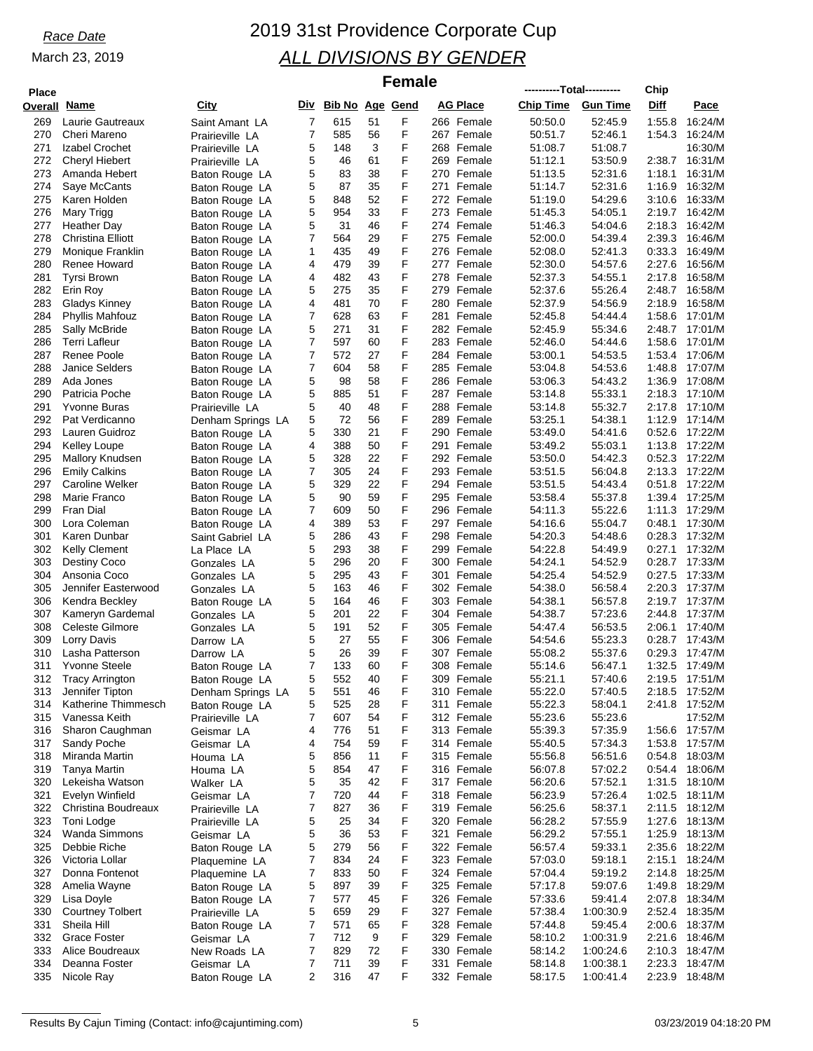*Race Date*

March 23, 2019

# 2019 31st Providence Corporate Cup

## *ALL DIVISIONS BY GENDER*

### Female

| Place Overall | Name | City | Div | Bib No | Age | Gend | AG Place | | ----------Total---------- Chip Time | Gun Time | Chip Diff | Pace |
|---|---|---|---|---|---|---|---|---|---|---|---|---|
| 269 | Laurie Gautreaux | Saint Amant LA | 7 | 615 | 51 | F | 266 | Female | 50:50.0 | 52:45.9 | 1:55.8 | 16:24/M |
| 270 | Cheri Mareno | Prairieville LA | 7 | 585 | 56 | F | 267 | Female | 50:51.7 | 52:46.1 | 1:54.3 | 16:24/M |
| 271 | Izabel Crochet | Prairieville LA | 5 | 148 | 3 | F | 268 | Female | 51:08.7 | 51:08.7 | | 16:30/M |
| 272 | Cheryl Hiebert | Prairieville LA | 5 | 46 | 61 | F | 269 | Female | 51:12.1 | 53:50.9 | 2:38.7 | 16:31/M |
| 273 | Amanda Hebert | Baton Rouge LA | 5 | 83 | 38 | F | 270 | Female | 51:13.5 | 52:31.6 | 1:18.1 | 16:31/M |
| 274 | Saye McCants | Baton Rouge LA | 5 | 87 | 35 | F | 271 | Female | 51:14.7 | 52:31.6 | 1:16.9 | 16:32/M |
| 275 | Karen Holden | Baton Rouge LA | 5 | 848 | 52 | F | 272 | Female | 51:19.0 | 54:29.6 | 3:10.6 | 16:33/M |
| 276 | Mary Trigg | Baton Rouge LA | 5 | 954 | 33 | F | 273 | Female | 51:45.3 | 54:05.1 | 2:19.7 | 16:42/M |
| 277 | Heather Day | Baton Rouge LA | 5 | 31 | 46 | F | 274 | Female | 51:46.3 | 54:04.6 | 2:18.3 | 16:42/M |
| 278 | Christina Elliott | Baton Rouge LA | 7 | 564 | 29 | F | 275 | Female | 52:00.0 | 54:39.4 | 2:39.3 | 16:46/M |
| 279 | Monique Franklin | Baton Rouge LA | 1 | 435 | 49 | F | 276 | Female | 52:08.0 | 52:41.3 | 0:33.3 | 16:49/M |
| 280 | Renee Howard | Baton Rouge LA | 4 | 479 | 39 | F | 277 | Female | 52:30.0 | 54:57.6 | 2:27.6 | 16:56/M |
| 281 | Tyrsi Brown | Baton Rouge LA | 4 | 482 | 43 | F | 278 | Female | 52:37.3 | 54:55.1 | 2:17.8 | 16:58/M |
| 282 | Erin Roy | Baton Rouge LA | 5 | 275 | 35 | F | 279 | Female | 52:37.6 | 55:26.4 | 2:48.7 | 16:58/M |
| 283 | Gladys Kinney | Baton Rouge LA | 4 | 481 | 70 | F | 280 | Female | 52:37.9 | 54:56.9 | 2:18.9 | 16:58/M |
| 284 | Phyllis Mahfouz | Baton Rouge LA | 7 | 628 | 63 | F | 281 | Female | 52:45.8 | 54:44.4 | 1:58.6 | 17:01/M |
| 285 | Sally McBride | Baton Rouge LA | 5 | 271 | 31 | F | 282 | Female | 52:45.9 | 55:34.6 | 2:48.7 | 17:01/M |
| 286 | Terri Lafleur | Baton Rouge LA | 7 | 597 | 60 | F | 283 | Female | 52:46.0 | 54:44.6 | 1:58.6 | 17:01/M |
| 287 | Renee Poole | Baton Rouge LA | 7 | 572 | 27 | F | 284 | Female | 53:00.1 | 54:53.5 | 1:53.4 | 17:06/M |
| 288 | Janice Selders | Baton Rouge LA | 7 | 604 | 58 | F | 285 | Female | 53:04.8 | 54:53.6 | 1:48.8 | 17:07/M |
| 289 | Ada Jones | Baton Rouge LA | 5 | 98 | 58 | F | 286 | Female | 53:06.3 | 54:43.2 | 1:36.9 | 17:08/M |
| 290 | Patricia Poche | Baton Rouge LA | 5 | 885 | 51 | F | 287 | Female | 53:14.8 | 55:33.1 | 2:18.3 | 17:10/M |
| 291 | Yvonne Buras | Prairieville LA | 5 | 40 | 48 | F | 288 | Female | 53:14.8 | 55:32.7 | 2:17.8 | 17:10/M |
| 292 | Pat Verdicanno | Denham Springs LA | 5 | 72 | 56 | F | 289 | Female | 53:25.1 | 54:38.1 | 1:12.9 | 17:14/M |
| 293 | Lauren Guidroz | Baton Rouge LA | 5 | 330 | 21 | F | 290 | Female | 53:49.0 | 54:41.6 | 0:52.6 | 17:22/M |
| 294 | Kelley Loupe | Baton Rouge LA | 4 | 388 | 50 | F | 291 | Female | 53:49.2 | 55:03.1 | 1:13.8 | 17:22/M |
| 295 | Mallory Knudsen | Baton Rouge LA | 5 | 328 | 22 | F | 292 | Female | 53:50.0 | 54:42.3 | 0:52.3 | 17:22/M |
| 296 | Emily Calkins | Baton Rouge LA | 7 | 305 | 24 | F | 293 | Female | 53:51.5 | 56:04.8 | 2:13.3 | 17:22/M |
| 297 | Caroline Welker | Baton Rouge LA | 5 | 329 | 22 | F | 294 | Female | 53:51.5 | 54:43.4 | 0:51.8 | 17:22/M |
| 298 | Marie Franco | Baton Rouge LA | 5 | 90 | 59 | F | 295 | Female | 53:58.4 | 55:37.8 | 1:39.4 | 17:25/M |
| 299 | Fran Dial | Baton Rouge LA | 7 | 609 | 50 | F | 296 | Female | 54:11.3 | 55:22.6 | 1:11.3 | 17:29/M |
| 300 | Lora Coleman | Baton Rouge LA | 4 | 389 | 53 | F | 297 | Female | 54:16.6 | 55:04.7 | 0:48.1 | 17:30/M |
| 301 | Karen Dunbar | Saint Gabriel LA | 5 | 286 | 43 | F | 298 | Female | 54:20.3 | 54:48.6 | 0:28.3 | 17:32/M |
| 302 | Kelly Clement | La Place LA | 5 | 293 | 38 | F | 299 | Female | 54:22.8 | 54:49.9 | 0:27.1 | 17:32/M |
| 303 | Destiny Coco | Gonzales LA | 5 | 296 | 20 | F | 300 | Female | 54:24.1 | 54:52.9 | 0:28.7 | 17:33/M |
| 304 | Ansonia Coco | Gonzales LA | 5 | 295 | 43 | F | 301 | Female | 54:25.4 | 54:52.9 | 0:27.5 | 17:33/M |
| 305 | Jennifer Easterwood | Gonzales LA | 5 | 163 | 46 | F | 302 | Female | 54:38.0 | 56:58.4 | 2:20.3 | 17:37/M |
| 306 | Kendra Beckley | Baton Rouge LA | 5 | 164 | 46 | F | 303 | Female | 54:38.1 | 56:57.8 | 2:19.7 | 17:37/M |
| 307 | Kameryn Gardemal | Gonzales LA | 5 | 201 | 22 | F | 304 | Female | 54:38.7 | 57:23.6 | 2:44.8 | 17:37/M |
| 308 | Celeste Gilmore | Gonzales LA | 5 | 191 | 52 | F | 305 | Female | 54:47.4 | 56:53.5 | 2:06.1 | 17:40/M |
| 309 | Lorry Davis | Darrow LA | 5 | 27 | 55 | F | 306 | Female | 54:54.6 | 55:23.3 | 0:28.7 | 17:43/M |
| 310 | Lasha Patterson | Darrow LA | 5 | 26 | 39 | F | 307 | Female | 55:08.2 | 55:37.6 | 0:29.3 | 17:47/M |
| 311 | Yvonne Steele | Baton Rouge LA | 7 | 133 | 60 | F | 308 | Female | 55:14.6 | 56:47.1 | 1:32.5 | 17:49/M |
| 312 | Tracy Arrington | Baton Rouge LA | 5 | 552 | 40 | F | 309 | Female | 55:21.1 | 57:40.6 | 2:19.5 | 17:51/M |
| 313 | Jennifer Tipton | Denham Springs LA | 5 | 551 | 46 | F | 310 | Female | 55:22.0 | 57:40.5 | 2:18.5 | 17:52/M |
| 314 | Katherine Thimmesch | Baton Rouge LA | 5 | 525 | 28 | F | 311 | Female | 55:22.3 | 58:04.1 | 2:41.8 | 17:52/M |
| 315 | Vanessa Keith | Prairieville LA | 7 | 607 | 54 | F | 312 | Female | 55:23.6 | 55:23.6 | | 17:52/M |
| 316 | Sharon Caughman | Geismar LA | 4 | 776 | 51 | F | 313 | Female | 55:39.3 | 57:35.9 | 1:56.6 | 17:57/M |
| 317 | Sandy Poche | Geismar LA | 4 | 754 | 59 | F | 314 | Female | 55:40.5 | 57:34.3 | 1:53.8 | 17:57/M |
| 318 | Miranda Martin | Houma LA | 5 | 856 | 11 | F | 315 | Female | 55:56.8 | 56:51.6 | 0:54.8 | 18:03/M |
| 319 | Tanya Martin | Houma LA | 5 | 854 | 47 | F | 316 | Female | 56:07.8 | 57:02.2 | 0:54.4 | 18:06/M |
| 320 | Lekeisha Watson | Walker LA | 5 | 35 | 42 | F | 317 | Female | 56:20.6 | 57:52.1 | 1:31.5 | 18:10/M |
| 321 | Evelyn Winfield | Geismar LA | 7 | 720 | 44 | F | 318 | Female | 56:23.9 | 57:26.4 | 1:02.5 | 18:11/M |
| 322 | Christina Boudreaux | Prairieville LA | 7 | 827 | 36 | F | 319 | Female | 56:25.6 | 58:37.1 | 2:11.5 | 18:12/M |
| 323 | Toni Lodge | Prairieville LA | 5 | 25 | 34 | F | 320 | Female | 56:28.2 | 57:55.9 | 1:27.6 | 18:13/M |
| 324 | Wanda Simmons | Geismar LA | 5 | 36 | 53 | F | 321 | Female | 56:29.2 | 57:55.1 | 1:25.9 | 18:13/M |
| 325 | Debbie Riche | Baton Rouge LA | 5 | 279 | 56 | F | 322 | Female | 56:57.4 | 59:33.1 | 2:35.6 | 18:22/M |
| 326 | Victoria Lollar | Plaquemine LA | 7 | 834 | 24 | F | 323 | Female | 57:03.0 | 59:18.1 | 2:15.1 | 18:24/M |
| 327 | Donna Fontenot | Plaquemine LA | 7 | 833 | 50 | F | 324 | Female | 57:04.4 | 59:19.2 | 2:14.8 | 18:25/M |
| 328 | Amelia Wayne | Baton Rouge LA | 5 | 897 | 39 | F | 325 | Female | 57:17.8 | 59:07.6 | 1:49.8 | 18:29/M |
| 329 | Lisa Doyle | Baton Rouge LA | 7 | 577 | 45 | F | 326 | Female | 57:33.6 | 59:41.4 | 2:07.8 | 18:34/M |
| 330 | Courtney Tolbert | Prairieville LA | 5 | 659 | 29 | F | 327 | Female | 57:38.4 | 1:00:30.9 | 2:52.4 | 18:35/M |
| 331 | Sheila Hill | Baton Rouge LA | 7 | 571 | 65 | F | 328 | Female | 57:44.8 | 59:45.4 | 2:00.6 | 18:37/M |
| 332 | Grace Foster | Geismar LA | 7 | 712 | 9 | F | 329 | Female | 58:10.2 | 1:00:31.9 | 2:21.6 | 18:46/M |
| 333 | Alice Boudreaux | New Roads LA | 7 | 829 | 72 | F | 330 | Female | 58:14.2 | 1:00:24.6 | 2:10.3 | 18:47/M |
| 334 | Deanna Foster | Geismar LA | 7 | 711 | 39 | F | 331 | Female | 58:14.8 | 1:00:38.1 | 2:23.3 | 18:47/M |
| 335 | Nicole Ray | Baton Rouge LA | 2 | 316 | 47 | F | 332 | Female | 58:17.5 | 1:00:41.4 | 2:23.9 | 18:48/M |

Results By Cajun Timing (Contact: info@cajuntiming.com) 03/23/2019 04:18:20 PM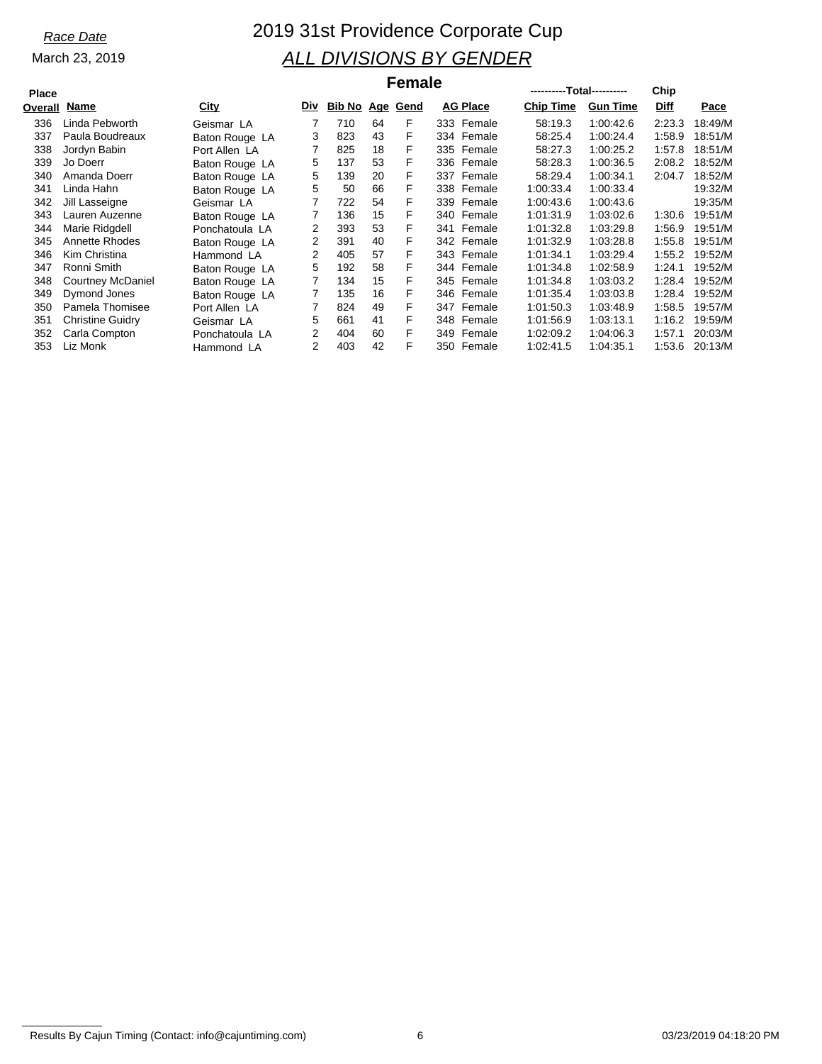*Race Date*

March 23, 2019

# 2019 31st Providence Corporate Cup

## *ALL DIVISIONS BY GENDER*

### Female

| Place Overall | Name | City | Div | Bib No | Age | Gend | AG Place | ----------Total---------- Chip Time | Gun Time | Chip Diff | Pace |
|---|---|---|---|---|---|---|---|---|---|---|---|
| 336 | Linda Pebworth | Geismar LA | 7 | 710 | 64 | F | 333 Female | 58:19.3 | 1:00:42.6 | 2:23.3 | 18:49/M |
| 337 | Paula Boudreaux | Baton Rouge LA | 3 | 823 | 43 | F | 334 Female | 58:25.4 | 1:00:24.4 | 1:58.9 | 18:51/M |
| 338 | Jordyn Babin | Port Allen LA | 7 | 825 | 18 | F | 335 Female | 58:27.3 | 1:00:25.2 | 1:57.8 | 18:51/M |
| 339 | Jo Doerr | Baton Rouge LA | 5 | 137 | 53 | F | 336 Female | 58:28.3 | 1:00:36.5 | 2:08.2 | 18:52/M |
| 340 | Amanda Doerr | Baton Rouge LA | 5 | 139 | 20 | F | 337 Female | 58:29.4 | 1:00:34.1 | 2:04.7 | 18:52/M |
| 341 | Linda Hahn | Baton Rouge LA | 5 | 50 | 66 | F | 338 Female | 1:00:33.4 | 1:00:33.4 | | 19:32/M |
| 342 | Jill Lasseigne | Geismar LA | 7 | 722 | 54 | F | 339 Female | 1:00:43.6 | 1:00:43.6 | | 19:35/M |
| 343 | Lauren Auzenne | Baton Rouge LA | 7 | 136 | 15 | F | 340 Female | 1:01:31.9 | 1:03:02.6 | 1:30.6 | 19:51/M |
| 344 | Marie Ridgdell | Ponchatoula LA | 2 | 393 | 53 | F | 341 Female | 1:01:32.8 | 1:03:29.8 | 1:56.9 | 19:51/M |
| 345 | Annette Rhodes | Baton Rouge LA | 2 | 391 | 40 | F | 342 Female | 1:01:32.9 | 1:03:28.8 | 1:55.8 | 19:51/M |
| 346 | Kim Christina | Hammond LA | 2 | 405 | 57 | F | 343 Female | 1:01:34.1 | 1:03:29.4 | 1:55.2 | 19:52/M |
| 347 | Ronni Smith | Baton Rouge LA | 5 | 192 | 58 | F | 344 Female | 1:01:34.8 | 1:02:58.9 | 1:24.1 | 19:52/M |
| 348 | Courtney McDaniel | Baton Rouge LA | 7 | 134 | 15 | F | 345 Female | 1:01:34.8 | 1:03:03.2 | 1:28.4 | 19:52/M |
| 349 | Dymond Jones | Baton Rouge LA | 7 | 135 | 16 | F | 346 Female | 1:01:35.4 | 1:03:03.8 | 1:28.4 | 19:52/M |
| 350 | Pamela Thomisee | Port Allen LA | 7 | 824 | 49 | F | 347 Female | 1:01:50.3 | 1:03:48.9 | 1:58.5 | 19:57/M |
| 351 | Christine Guidry | Geismar LA | 5 | 661 | 41 | F | 348 Female | 1:01:56.9 | 1:03:13.1 | 1:16.2 | 19:59/M |
| 352 | Carla Compton | Ponchatoula LA | 2 | 404 | 60 | F | 349 Female | 1:02:09.2 | 1:04:06.3 | 1:57.1 | 20:03/M |
| 353 | Liz Monk | Hammond LA | 2 | 403 | 42 | F | 350 Female | 1:02:41.5 | 1:04:35.1 | 1:53.6 | 20:13/M |

Results By Cajun Timing (Contact: info@cajuntiming.com) 03/23/2019 04:18:20 PM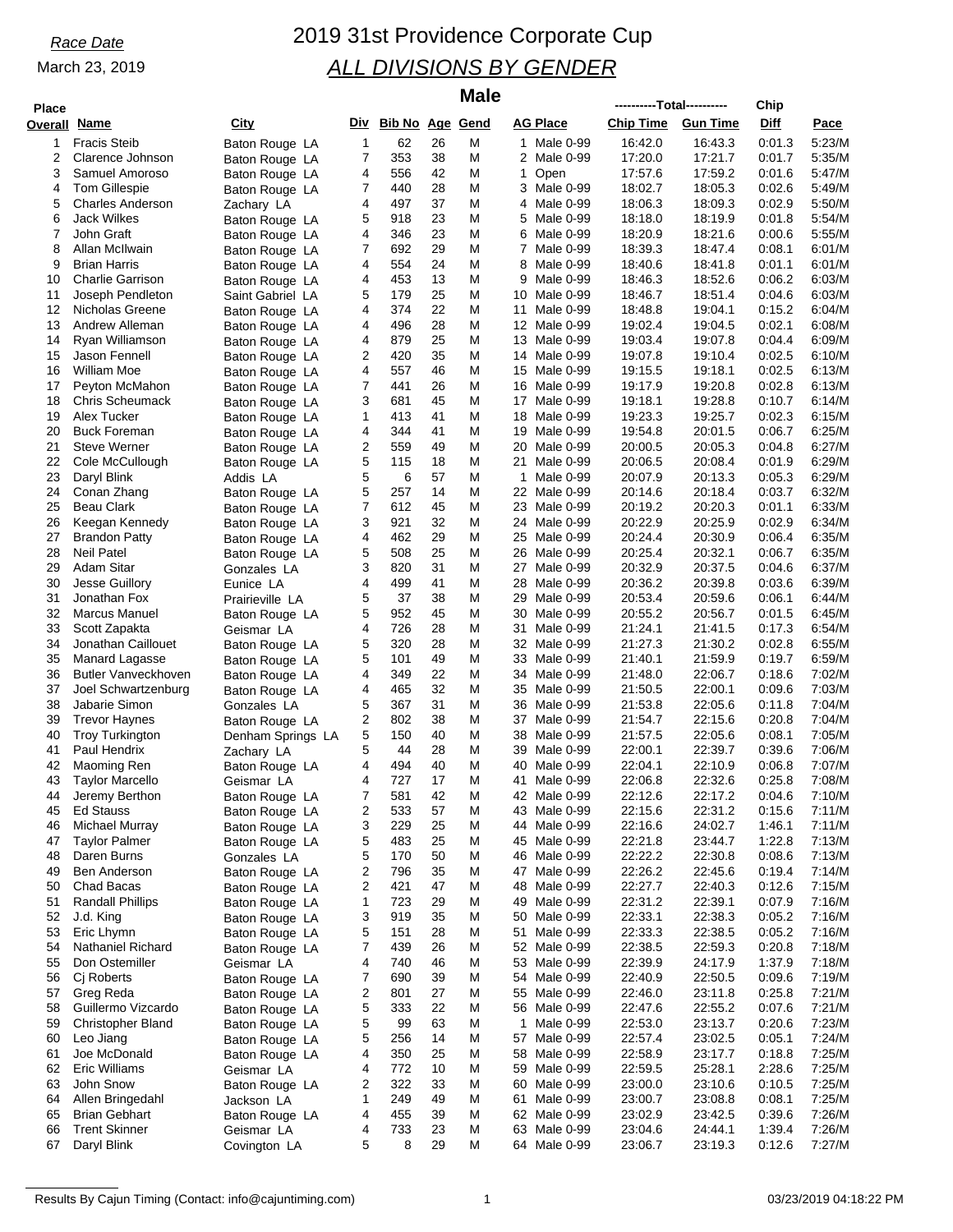*Race Date*

March 23, 2019

# 2019 31st Providence Corporate Cup

## *ALL DIVISIONS BY GENDER*

### Male

| Place Overall | Name | City | Div | Bib No | Age | Gend | AG Place | Total Chip Time | Total Gun Time | Chip Diff | Pace |
|---|---|---|---|---|---|---|---|---|---|---|---|
| 1 | Fracis Steib | Baton Rouge LA | 1 | 62 | 26 | M | 1 Male 0-99 | 16:42.0 | 16:43.3 | 0:01.3 | 5:23/M |
| 2 | Clarence Johnson | Baton Rouge LA | 7 | 353 | 38 | M | 2 Male 0-99 | 17:20.0 | 17:21.7 | 0:01.7 | 5:35/M |
| 3 | Samuel Amoroso | Baton Rouge LA | 4 | 556 | 42 | M | 1 Open | 17:57.6 | 17:59.2 | 0:01.6 | 5:47/M |
| 4 | Tom Gillespie | Baton Rouge LA | 7 | 440 | 28 | M | 3 Male 0-99 | 18:02.7 | 18:05.3 | 0:02.6 | 5:49/M |
| 5 | Charles Anderson | Zachary LA | 4 | 497 | 37 | M | 4 Male 0-99 | 18:06.3 | 18:09.3 | 0:02.9 | 5:50/M |
| 6 | Jack Wilkes | Baton Rouge LA | 5 | 918 | 23 | M | 5 Male 0-99 | 18:18.0 | 18:19.9 | 0:01.8 | 5:54/M |
| 7 | John Graft | Baton Rouge LA | 4 | 346 | 23 | M | 6 Male 0-99 | 18:20.9 | 18:21.6 | 0:00.6 | 5:55/M |
| 8 | Allan McIlwain | Baton Rouge LA | 7 | 692 | 29 | M | 7 Male 0-99 | 18:39.3 | 18:47.4 | 0:08.1 | 6:01/M |
| 9 | Brian Harris | Baton Rouge LA | 4 | 554 | 24 | M | 8 Male 0-99 | 18:40.6 | 18:41.8 | 0:01.1 | 6:01/M |
| 10 | Charlie Garrison | Baton Rouge LA | 4 | 453 | 13 | M | 9 Male 0-99 | 18:46.3 | 18:52.6 | 0:06.2 | 6:03/M |
| 11 | Joseph Pendleton | Saint Gabriel LA | 5 | 179 | 25 | M | 10 Male 0-99 | 18:46.7 | 18:51.4 | 0:04.6 | 6:03/M |
| 12 | Nicholas Greene | Baton Rouge LA | 4 | 374 | 22 | M | 11 Male 0-99 | 18:48.8 | 19:04.1 | 0:15.2 | 6:04/M |
| 13 | Andrew Alleman | Baton Rouge LA | 4 | 496 | 28 | M | 12 Male 0-99 | 19:02.4 | 19:04.5 | 0:02.1 | 6:08/M |
| 14 | Ryan Williamson | Baton Rouge LA | 4 | 879 | 25 | M | 13 Male 0-99 | 19:03.4 | 19:07.8 | 0:04.4 | 6:09/M |
| 15 | Jason Fennell | Baton Rouge LA | 2 | 420 | 35 | M | 14 Male 0-99 | 19:07.8 | 19:10.4 | 0:02.5 | 6:10/M |
| 16 | William Moe | Baton Rouge LA | 4 | 557 | 46 | M | 15 Male 0-99 | 19:15.5 | 19:18.1 | 0:02.5 | 6:13/M |
| 17 | Peyton McMahon | Baton Rouge LA | 7 | 441 | 26 | M | 16 Male 0-99 | 19:17.9 | 19:20.8 | 0:02.8 | 6:13/M |
| 18 | Chris Scheumack | Baton Rouge LA | 3 | 681 | 45 | M | 17 Male 0-99 | 19:18.1 | 19:28.8 | 0:10.7 | 6:14/M |
| 19 | Alex Tucker | Baton Rouge LA | 1 | 413 | 41 | M | 18 Male 0-99 | 19:23.3 | 19:25.7 | 0:02.3 | 6:15/M |
| 20 | Buck Foreman | Baton Rouge LA | 4 | 344 | 41 | M | 19 Male 0-99 | 19:54.8 | 20:01.5 | 0:06.7 | 6:25/M |
| 21 | Steve Werner | Baton Rouge LA | 2 | 559 | 49 | M | 20 Male 0-99 | 20:00.5 | 20:05.3 | 0:04.8 | 6:27/M |
| 22 | Cole McCullough | Baton Rouge LA | 5 | 115 | 18 | M | 21 Male 0-99 | 20:06.5 | 20:08.4 | 0:01.9 | 6:29/M |
| 23 | Daryl Blink | Addis LA | 5 | 6 | 57 | M | 1 Male 0-99 | 20:07.9 | 20:13.3 | 0:05.3 | 6:29/M |
| 24 | Conan Zhang | Baton Rouge LA | 5 | 257 | 14 | M | 22 Male 0-99 | 20:14.6 | 20:18.4 | 0:03.7 | 6:32/M |
| 25 | Beau Clark | Baton Rouge LA | 7 | 612 | 45 | M | 23 Male 0-99 | 20:19.2 | 20:20.3 | 0:01.1 | 6:33/M |
| 26 | Keegan Kennedy | Baton Rouge LA | 3 | 921 | 32 | M | 24 Male 0-99 | 20:22.9 | 20:25.9 | 0:02.9 | 6:34/M |
| 27 | Brandon Patty | Baton Rouge LA | 4 | 462 | 29 | M | 25 Male 0-99 | 20:24.4 | 20:30.9 | 0:06.4 | 6:35/M |
| 28 | Neil Patel | Baton Rouge LA | 5 | 508 | 25 | M | 26 Male 0-99 | 20:25.4 | 20:32.1 | 0:06.7 | 6:35/M |
| 29 | Adam Sitar | Gonzales LA | 3 | 820 | 31 | M | 27 Male 0-99 | 20:32.9 | 20:37.5 | 0:04.6 | 6:37/M |
| 30 | Jesse Guillory | Eunice LA | 4 | 499 | 41 | M | 28 Male 0-99 | 20:36.2 | 20:39.8 | 0:03.6 | 6:39/M |
| 31 | Jonathan Fox | Prairieville LA | 5 | 37 | 38 | M | 29 Male 0-99 | 20:53.4 | 20:59.6 | 0:06.1 | 6:44/M |
| 32 | Marcus Manuel | Baton Rouge LA | 5 | 952 | 45 | M | 30 Male 0-99 | 20:55.2 | 20:56.7 | 0:01.5 | 6:45/M |
| 33 | Scott Zapakta | Geismar LA | 4 | 726 | 28 | M | 31 Male 0-99 | 21:24.1 | 21:41.5 | 0:17.3 | 6:54/M |
| 34 | Jonathan Caillouet | Baton Rouge LA | 5 | 320 | 28 | M | 32 Male 0-99 | 21:27.3 | 21:30.2 | 0:02.8 | 6:55/M |
| 35 | Manard Lagasse | Baton Rouge LA | 5 | 101 | 49 | M | 33 Male 0-99 | 21:40.1 | 21:59.9 | 0:19.7 | 6:59/M |
| 36 | Butler Vanveckhoven | Baton Rouge LA | 4 | 349 | 22 | M | 34 Male 0-99 | 21:48.0 | 22:06.7 | 0:18.6 | 7:02/M |
| 37 | Joel Schwartzenburg | Baton Rouge LA | 4 | 465 | 32 | M | 35 Male 0-99 | 21:50.5 | 22:00.1 | 0:09.6 | 7:03/M |
| 38 | Jabarie Simon | Gonzales LA | 5 | 367 | 31 | M | 36 Male 0-99 | 21:53.8 | 22:05.6 | 0:11.8 | 7:04/M |
| 39 | Trevor Haynes | Baton Rouge LA | 2 | 802 | 38 | M | 37 Male 0-99 | 21:54.7 | 22:15.6 | 0:20.8 | 7:04/M |
| 40 | Troy Turkington | Denham Springs LA | 5 | 150 | 40 | M | 38 Male 0-99 | 21:57.5 | 22:05.6 | 0:08.1 | 7:05/M |
| 41 | Paul Hendrix | Zachary LA | 5 | 44 | 28 | M | 39 Male 0-99 | 22:00.1 | 22:39.7 | 0:39.6 | 7:06/M |
| 42 | Maoming Ren | Baton Rouge LA | 4 | 494 | 40 | M | 40 Male 0-99 | 22:04.1 | 22:10.9 | 0:06.8 | 7:07/M |
| 43 | Taylor Marcello | Geismar LA | 4 | 727 | 17 | M | 41 Male 0-99 | 22:06.8 | 22:32.6 | 0:25.8 | 7:08/M |
| 44 | Jeremy Berthon | Baton Rouge LA | 7 | 581 | 42 | M | 42 Male 0-99 | 22:12.6 | 22:17.2 | 0:04.6 | 7:10/M |
| 45 | Ed Stauss | Baton Rouge LA | 2 | 533 | 57 | M | 43 Male 0-99 | 22:15.6 | 22:31.2 | 0:15.6 | 7:11/M |
| 46 | Michael Murray | Baton Rouge LA | 3 | 229 | 25 | M | 44 Male 0-99 | 22:16.6 | 24:02.7 | 1:46.1 | 7:11/M |
| 47 | Taylor Palmer | Baton Rouge LA | 5 | 483 | 25 | M | 45 Male 0-99 | 22:21.8 | 23:44.7 | 1:22.8 | 7:13/M |
| 48 | Daren Burns | Gonzales LA | 5 | 170 | 50 | M | 46 Male 0-99 | 22:22.2 | 22:30.8 | 0:08.6 | 7:13/M |
| 49 | Ben Anderson | Baton Rouge LA | 2 | 796 | 35 | M | 47 Male 0-99 | 22:26.2 | 22:45.6 | 0:19.4 | 7:14/M |
| 50 | Chad Bacas | Baton Rouge LA | 2 | 421 | 47 | M | 48 Male 0-99 | 22:27.7 | 22:40.3 | 0:12.6 | 7:15/M |
| 51 | Randall Phillips | Baton Rouge LA | 1 | 723 | 29 | M | 49 Male 0-99 | 22:31.2 | 22:39.1 | 0:07.9 | 7:16/M |
| 52 | J.d. King | Baton Rouge LA | 3 | 919 | 35 | M | 50 Male 0-99 | 22:33.1 | 22:38.3 | 0:05.2 | 7:16/M |
| 53 | Eric Lhymn | Baton Rouge LA | 5 | 151 | 28 | M | 51 Male 0-99 | 22:33.3 | 22:38.5 | 0:05.2 | 7:16/M |
| 54 | Nathaniel Richard | Baton Rouge LA | 7 | 439 | 26 | M | 52 Male 0-99 | 22:38.5 | 22:59.3 | 0:20.8 | 7:18/M |
| 55 | Don Ostemiller | Geismar LA | 4 | 740 | 46 | M | 53 Male 0-99 | 22:39.9 | 24:17.9 | 1:37.9 | 7:18/M |
| 56 | Cj Roberts | Baton Rouge LA | 7 | 690 | 39 | M | 54 Male 0-99 | 22:40.9 | 22:50.5 | 0:09.6 | 7:19/M |
| 57 | Greg Reda | Baton Rouge LA | 2 | 801 | 27 | M | 55 Male 0-99 | 22:46.0 | 23:11.8 | 0:25.8 | 7:21/M |
| 58 | Guillermo Vizcardo | Baton Rouge LA | 5 | 333 | 22 | M | 56 Male 0-99 | 22:47.6 | 22:55.2 | 0:07.6 | 7:21/M |
| 59 | Christopher Bland | Baton Rouge LA | 5 | 99 | 63 | M | 1 Male 0-99 | 22:53.0 | 23:13.7 | 0:20.6 | 7:23/M |
| 60 | Leo Jiang | Baton Rouge LA | 5 | 256 | 14 | M | 57 Male 0-99 | 22:57.4 | 23:02.5 | 0:05.1 | 7:24/M |
| 61 | Joe McDonald | Baton Rouge LA | 4 | 350 | 25 | M | 58 Male 0-99 | 22:58.9 | 23:17.7 | 0:18.8 | 7:25/M |
| 62 | Eric Williams | Geismar LA | 4 | 772 | 10 | M | 59 Male 0-99 | 22:59.5 | 25:28.1 | 2:28.6 | 7:25/M |
| 63 | John Snow | Baton Rouge LA | 2 | 322 | 33 | M | 60 Male 0-99 | 23:00.0 | 23:10.6 | 0:10.5 | 7:25/M |
| 64 | Allen Bringedahl | Jackson LA | 1 | 249 | 49 | M | 61 Male 0-99 | 23:00.7 | 23:08.8 | 0:08.1 | 7:25/M |
| 65 | Brian Gebhart | Baton Rouge LA | 4 | 455 | 39 | M | 62 Male 0-99 | 23:02.9 | 23:42.5 | 0:39.6 | 7:26/M |
| 66 | Trent Skinner | Geismar LA | 4 | 733 | 23 | M | 63 Male 0-99 | 23:04.6 | 24:44.1 | 1:39.4 | 7:26/M |
| 67 | Daryl Blink | Covington LA | 5 | 8 | 29 | M | 64 Male 0-99 | 23:06.7 | 23:19.3 | 0:12.6 | 7:27/M |

Results By Cajun Timing (Contact: info@cajuntiming.com) 03/23/2019 04:18:22 PM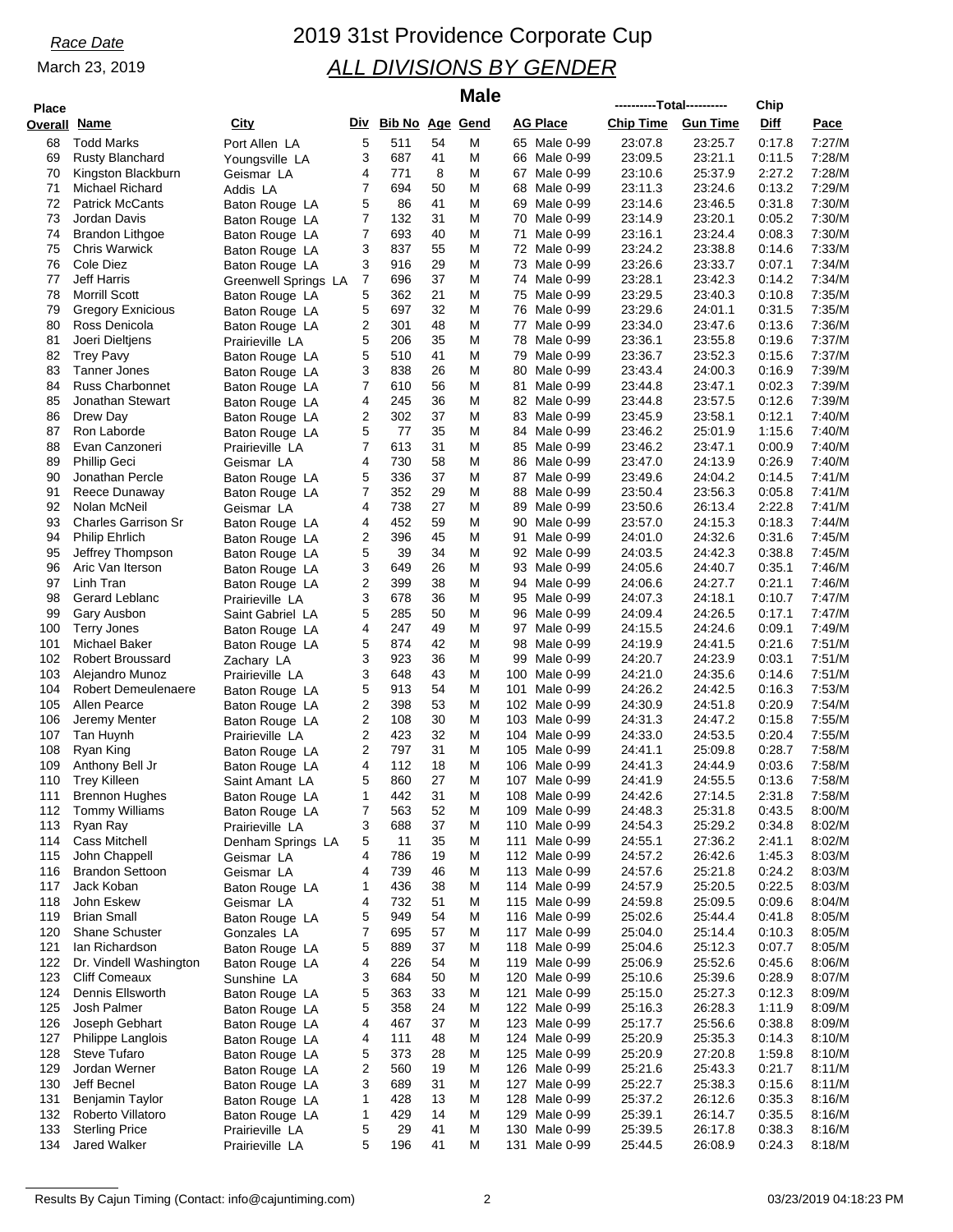*Race Date*

March 23, 2019

# 2019 31st Providence Corporate Cup

## *ALL DIVISIONS BY GENDER*

### Male

| Place Overall | Name | City | Div | Bib No | Age | Gend | AG Place | ----------Total---------- Chip Time | Gun Time | Chip Diff | Pace |
|---|---|---|---|---|---|---|---|---|---|---|---|
| 68 | Todd Marks | Port Allen LA | 5 | 511 | 54 | M | 65 Male 0-99 | 23:07.8 | 23:25.7 | 0:17.8 | 7:27/M |
| 69 | Rusty Blanchard | Youngsville LA | 3 | 687 | 41 | M | 66 Male 0-99 | 23:09.5 | 23:21.1 | 0:11.5 | 7:28/M |
| 70 | Kingston Blackburn | Geismar LA | 4 | 771 | 8 | M | 67 Male 0-99 | 23:10.6 | 25:37.9 | 2:27.2 | 7:28/M |
| 71 | Michael Richard | Addis LA | 7 | 694 | 50 | M | 68 Male 0-99 | 23:11.3 | 23:24.6 | 0:13.2 | 7:29/M |
| 72 | Patrick McCants | Baton Rouge LA | 5 | 86 | 41 | M | 69 Male 0-99 | 23:14.6 | 23:46.5 | 0:31.8 | 7:30/M |
| 73 | Jordan Davis | Baton Rouge LA | 7 | 132 | 31 | M | 70 Male 0-99 | 23:14.9 | 23:20.1 | 0:05.2 | 7:30/M |
| 74 | Brandon Lithgoe | Baton Rouge LA | 7 | 693 | 40 | M | 71 Male 0-99 | 23:16.1 | 23:24.4 | 0:08.3 | 7:30/M |
| 75 | Chris Warwick | Baton Rouge LA | 3 | 837 | 55 | M | 72 Male 0-99 | 23:24.2 | 23:38.8 | 0:14.6 | 7:33/M |
| 76 | Cole Diez | Baton Rouge LA | 3 | 916 | 29 | M | 73 Male 0-99 | 23:26.6 | 23:33.7 | 0:07.1 | 7:34/M |
| 77 | Jeff Harris | Greenwell Springs LA | 7 | 696 | 37 | M | 74 Male 0-99 | 23:28.1 | 23:42.3 | 0:14.2 | 7:34/M |
| 78 | Morrill Scott | Baton Rouge LA | 5 | 362 | 21 | M | 75 Male 0-99 | 23:29.5 | 23:40.3 | 0:10.8 | 7:35/M |
| 79 | Gregory Exnicious | Baton Rouge LA | 5 | 697 | 32 | M | 76 Male 0-99 | 23:29.6 | 24:01.1 | 0:31.5 | 7:35/M |
| 80 | Ross Denicola | Baton Rouge LA | 2 | 301 | 48 | M | 77 Male 0-99 | 23:34.0 | 23:47.6 | 0:13.6 | 7:36/M |
| 81 | Joeri Dieltjens | Prairieville LA | 5 | 206 | 35 | M | 78 Male 0-99 | 23:36.1 | 23:55.8 | 0:19.6 | 7:37/M |
| 82 | Trey Pavy | Baton Rouge LA | 5 | 510 | 41 | M | 79 Male 0-99 | 23:36.7 | 23:52.3 | 0:15.6 | 7:37/M |
| 83 | Tanner Jones | Baton Rouge LA | 3 | 838 | 26 | M | 80 Male 0-99 | 23:43.4 | 24:00.3 | 0:16.9 | 7:39/M |
| 84 | Russ Charbonnet | Baton Rouge LA | 7 | 610 | 56 | M | 81 Male 0-99 | 23:44.8 | 23:47.1 | 0:02.3 | 7:39/M |
| 85 | Jonathan Stewart | Baton Rouge LA | 4 | 245 | 36 | M | 82 Male 0-99 | 23:44.8 | 23:57.5 | 0:12.6 | 7:39/M |
| 86 | Drew Day | Baton Rouge LA | 2 | 302 | 37 | M | 83 Male 0-99 | 23:45.9 | 23:58.1 | 0:12.1 | 7:40/M |
| 87 | Ron Laborde | Baton Rouge LA | 5 | 77 | 35 | M | 84 Male 0-99 | 23:46.2 | 25:01.9 | 1:15.6 | 7:40/M |
| 88 | Evan Canzoneri | Prairieville LA | 7 | 613 | 31 | M | 85 Male 0-99 | 23:46.2 | 23:47.1 | 0:00.9 | 7:40/M |
| 89 | Phillip Geci | Geismar LA | 4 | 730 | 58 | M | 86 Male 0-99 | 23:47.0 | 24:13.9 | 0:26.9 | 7:40/M |
| 90 | Jonathan Percle | Baton Rouge LA | 5 | 336 | 37 | M | 87 Male 0-99 | 23:49.6 | 24:04.2 | 0:14.5 | 7:41/M |
| 91 | Reece Dunaway | Baton Rouge LA | 7 | 352 | 29 | M | 88 Male 0-99 | 23:50.4 | 23:56.3 | 0:05.8 | 7:41/M |
| 92 | Nolan McNeil | Geismar LA | 4 | 738 | 27 | M | 89 Male 0-99 | 23:50.6 | 26:13.4 | 2:22.8 | 7:41/M |
| 93 | Charles Garrison Sr | Baton Rouge LA | 4 | 452 | 59 | M | 90 Male 0-99 | 23:57.0 | 24:15.3 | 0:18.3 | 7:44/M |
| 94 | Philip Ehrlich | Baton Rouge LA | 2 | 396 | 45 | M | 91 Male 0-99 | 24:01.0 | 24:32.6 | 0:31.6 | 7:45/M |
| 95 | Jeffrey Thompson | Baton Rouge LA | 5 | 39 | 34 | M | 92 Male 0-99 | 24:03.5 | 24:42.3 | 0:38.8 | 7:45/M |
| 96 | Aric Van Iterson | Baton Rouge LA | 3 | 649 | 26 | M | 93 Male 0-99 | 24:05.6 | 24:40.7 | 0:35.1 | 7:46/M |
| 97 | Linh Tran | Baton Rouge LA | 2 | 399 | 38 | M | 94 Male 0-99 | 24:06.6 | 24:27.7 | 0:21.1 | 7:46/M |
| 98 | Gerard Leblanc | Prairieville LA | 3 | 678 | 36 | M | 95 Male 0-99 | 24:07.3 | 24:18.1 | 0:10.7 | 7:47/M |
| 99 | Gary Ausbon | Saint Gabriel LA | 5 | 285 | 50 | M | 96 Male 0-99 | 24:09.4 | 24:26.5 | 0:17.1 | 7:47/M |
| 100 | Terry Jones | Baton Rouge LA | 4 | 247 | 49 | M | 97 Male 0-99 | 24:15.5 | 24:24.6 | 0:09.1 | 7:49/M |
| 101 | Michael Baker | Baton Rouge LA | 5 | 874 | 42 | M | 98 Male 0-99 | 24:19.9 | 24:41.5 | 0:21.6 | 7:51/M |
| 102 | Robert Broussard | Zachary LA | 3 | 923 | 36 | M | 99 Male 0-99 | 24:20.7 | 24:23.9 | 0:03.1 | 7:51/M |
| 103 | Alejandro Munoz | Prairieville LA | 3 | 648 | 43 | M | 100 Male 0-99 | 24:21.0 | 24:35.6 | 0:14.6 | 7:51/M |
| 104 | Robert Demeulenaere | Baton Rouge LA | 5 | 913 | 54 | M | 101 Male 0-99 | 24:26.2 | 24:42.5 | 0:16.3 | 7:53/M |
| 105 | Allen Pearce | Baton Rouge LA | 2 | 398 | 53 | M | 102 Male 0-99 | 24:30.9 | 24:51.8 | 0:20.9 | 7:54/M |
| 106 | Jeremy Menter | Baton Rouge LA | 2 | 108 | 30 | M | 103 Male 0-99 | 24:31.3 | 24:47.2 | 0:15.8 | 7:55/M |
| 107 | Tan Huynh | Prairieville LA | 2 | 423 | 32 | M | 104 Male 0-99 | 24:33.0 | 24:53.5 | 0:20.4 | 7:55/M |
| 108 | Ryan King | Baton Rouge LA | 2 | 797 | 31 | M | 105 Male 0-99 | 24:41.1 | 25:09.8 | 0:28.7 | 7:58/M |
| 109 | Anthony Bell Jr | Baton Rouge LA | 4 | 112 | 18 | M | 106 Male 0-99 | 24:41.3 | 24:44.9 | 0:03.6 | 7:58/M |
| 110 | Trey Killeen | Saint Amant LA | 5 | 860 | 27 | M | 107 Male 0-99 | 24:41.9 | 24:55.5 | 0:13.6 | 7:58/M |
| 111 | Brennon Hughes | Baton Rouge LA | 1 | 442 | 31 | M | 108 Male 0-99 | 24:42.6 | 27:14.5 | 2:31.8 | 7:58/M |
| 112 | Tommy Williams | Baton Rouge LA | 7 | 563 | 52 | M | 109 Male 0-99 | 24:48.3 | 25:31.8 | 0:43.5 | 8:00/M |
| 113 | Ryan Ray | Prairieville LA | 3 | 688 | 37 | M | 110 Male 0-99 | 24:54.3 | 25:29.2 | 0:34.8 | 8:02/M |
| 114 | Cass Mitchell | Denham Springs LA | 5 | 11 | 35 | M | 111 Male 0-99 | 24:55.1 | 27:36.2 | 2:41.1 | 8:02/M |
| 115 | John Chappell | Geismar LA | 4 | 786 | 19 | M | 112 Male 0-99 | 24:57.2 | 26:42.6 | 1:45.3 | 8:03/M |
| 116 | Brandon Settoon | Geismar LA | 4 | 739 | 46 | M | 113 Male 0-99 | 24:57.6 | 25:21.8 | 0:24.2 | 8:03/M |
| 117 | Jack Koban | Baton Rouge LA | 1 | 436 | 38 | M | 114 Male 0-99 | 24:57.9 | 25:20.5 | 0:22.5 | 8:03/M |
| 118 | John Eskew | Geismar LA | 4 | 732 | 51 | M | 115 Male 0-99 | 24:59.8 | 25:09.5 | 0:09.6 | 8:04/M |
| 119 | Brian Small | Baton Rouge LA | 5 | 949 | 54 | M | 116 Male 0-99 | 25:02.6 | 25:44.4 | 0:41.8 | 8:05/M |
| 120 | Shane Schuster | Gonzales LA | 7 | 695 | 57 | M | 117 Male 0-99 | 25:04.0 | 25:14.4 | 0:10.3 | 8:05/M |
| 121 | Ian Richardson | Baton Rouge LA | 5 | 889 | 37 | M | 118 Male 0-99 | 25:04.6 | 25:12.3 | 0:07.7 | 8:05/M |
| 122 | Dr. Vindell Washington | Baton Rouge LA | 4 | 226 | 54 | M | 119 Male 0-99 | 25:06.9 | 25:52.6 | 0:45.6 | 8:06/M |
| 123 | Cliff Comeaux | Sunshine LA | 3 | 684 | 50 | M | 120 Male 0-99 | 25:10.6 | 25:39.6 | 0:28.9 | 8:07/M |
| 124 | Dennis Ellsworth | Baton Rouge LA | 5 | 363 | 33 | M | 121 Male 0-99 | 25:15.0 | 25:27.3 | 0:12.3 | 8:09/M |
| 125 | Josh Palmer | Baton Rouge LA | 5 | 358 | 24 | M | 122 Male 0-99 | 25:16.3 | 26:28.3 | 1:11.9 | 8:09/M |
| 126 | Joseph Gebhart | Baton Rouge LA | 4 | 467 | 37 | M | 123 Male 0-99 | 25:17.7 | 25:56.6 | 0:38.8 | 8:09/M |
| 127 | Philippe Langlois | Baton Rouge LA | 4 | 111 | 48 | M | 124 Male 0-99 | 25:20.9 | 25:35.3 | 0:14.3 | 8:10/M |
| 128 | Steve Tufaro | Baton Rouge LA | 5 | 373 | 28 | M | 125 Male 0-99 | 25:20.9 | 27:20.8 | 1:59.8 | 8:10/M |
| 129 | Jordan Werner | Baton Rouge LA | 2 | 560 | 19 | M | 126 Male 0-99 | 25:21.6 | 25:43.3 | 0:21.7 | 8:11/M |
| 130 | Jeff Becnel | Baton Rouge LA | 3 | 689 | 31 | M | 127 Male 0-99 | 25:22.7 | 25:38.3 | 0:15.6 | 8:11/M |
| 131 | Benjamin Taylor | Baton Rouge LA | 1 | 428 | 13 | M | 128 Male 0-99 | 25:37.2 | 26:12.6 | 0:35.3 | 8:16/M |
| 132 | Roberto Villatoro | Baton Rouge LA | 1 | 429 | 14 | M | 129 Male 0-99 | 25:39.1 | 26:14.7 | 0:35.5 | 8:16/M |
| 133 | Sterling Price | Prairieville LA | 5 | 29 | 41 | M | 130 Male 0-99 | 25:39.5 | 26:17.8 | 0:38.3 | 8:16/M |
| 134 | Jared Walker | Prairieville LA | 5 | 196 | 41 | M | 131 Male 0-99 | 25:44.5 | 26:08.9 | 0:24.3 | 8:18/M |

Results By Cajun Timing (Contact: info@cajuntiming.com) 03/23/2019 04:18:23 PM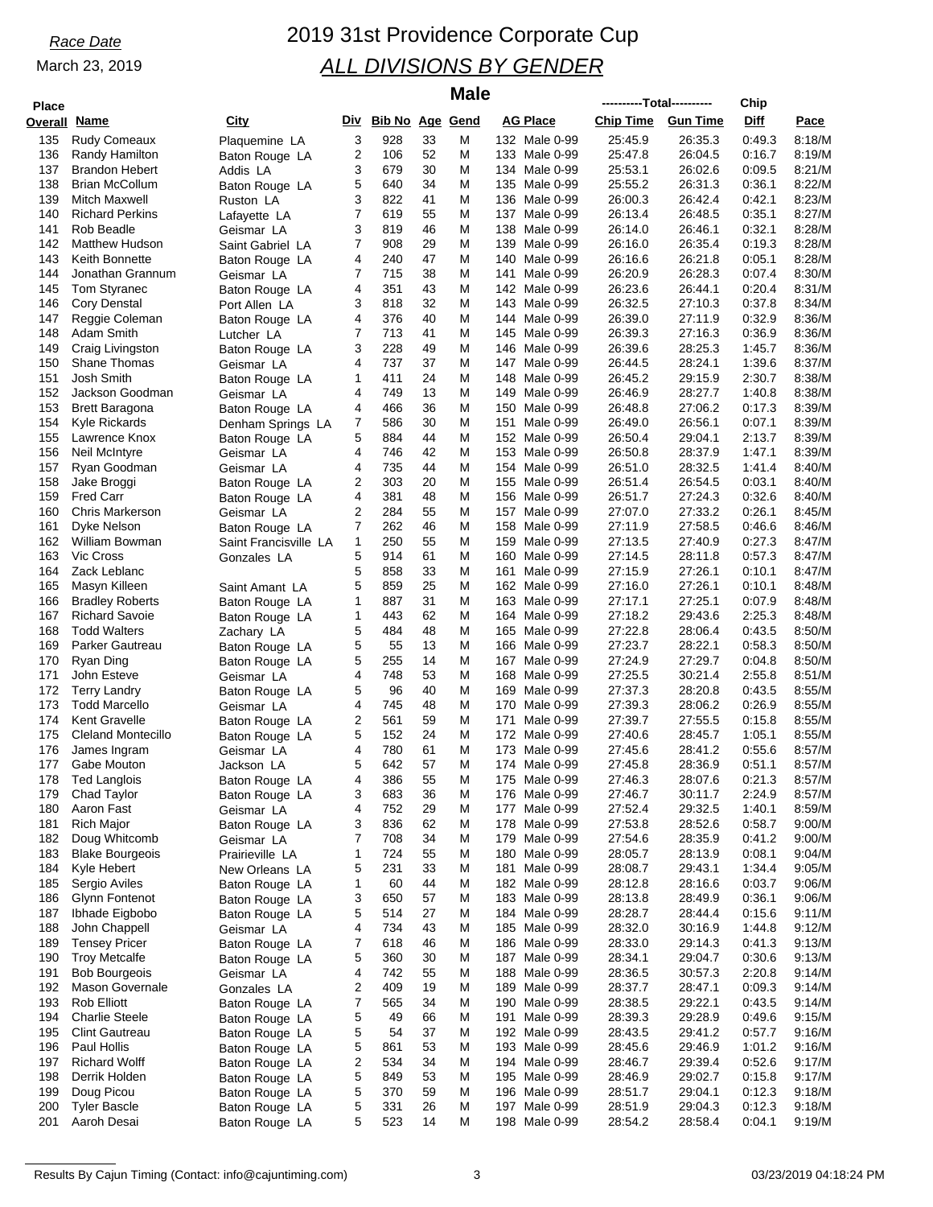*Race Date*

March 23, 2019

# 2019 31st Providence Corporate Cup

## *ALL DIVISIONS BY GENDER*

### Male

| Place Overall | Name | City | Div | Bib No | Age | Gend | AG Place | ----------Total---------- Chip Time | Gun Time | Chip Diff | Pace |
|---|---|---|---|---|---|---|---|---|---|---|---|
| 135 | Rudy Comeaux | Plaquemine LA | 3 | 928 | 33 | M | 132 Male 0-99 | 25:45.9 | 26:35.3 | 0:49.3 | 8:18/M |
| 136 | Randy Hamilton | Baton Rouge LA | 2 | 106 | 52 | M | 133 Male 0-99 | 25:47.8 | 26:04.5 | 0:16.7 | 8:19/M |
| 137 | Brandon Hebert | Addis LA | 3 | 679 | 30 | M | 134 Male 0-99 | 25:53.1 | 26:02.6 | 0:09.5 | 8:21/M |
| 138 | Brian McCollum | Baton Rouge LA | 5 | 640 | 34 | M | 135 Male 0-99 | 25:55.2 | 26:31.3 | 0:36.1 | 8:22/M |
| 139 | Mitch Maxwell | Ruston LA | 3 | 822 | 41 | M | 136 Male 0-99 | 26:00.3 | 26:42.4 | 0:42.1 | 8:23/M |
| 140 | Richard Perkins | Lafayette LA | 7 | 619 | 55 | M | 137 Male 0-99 | 26:13.4 | 26:48.5 | 0:35.1 | 8:27/M |
| 141 | Rob Beadle | Geismar LA | 3 | 819 | 46 | M | 138 Male 0-99 | 26:14.0 | 26:46.1 | 0:32.1 | 8:28/M |
| 142 | Matthew Hudson | Saint Gabriel LA | 7 | 908 | 29 | M | 139 Male 0-99 | 26:16.0 | 26:35.4 | 0:19.3 | 8:28/M |
| 143 | Keith Bonnette | Baton Rouge LA | 4 | 240 | 47 | M | 140 Male 0-99 | 26:16.6 | 26:21.8 | 0:05.1 | 8:28/M |
| 144 | Jonathan Grannum | Geismar LA | 7 | 715 | 38 | M | 141 Male 0-99 | 26:20.9 | 26:28.3 | 0:07.4 | 8:30/M |
| 145 | Tom Styranec | Baton Rouge LA | 4 | 351 | 43 | M | 142 Male 0-99 | 26:23.6 | 26:44.1 | 0:20.4 | 8:31/M |
| 146 | Cory Denstal | Port Allen LA | 3 | 818 | 32 | M | 143 Male 0-99 | 26:32.5 | 27:10.3 | 0:37.8 | 8:34/M |
| 147 | Reggie Coleman | Baton Rouge LA | 4 | 376 | 40 | M | 144 Male 0-99 | 26:39.0 | 27:11.9 | 0:32.9 | 8:36/M |
| 148 | Adam Smith | Lutcher LA | 7 | 713 | 41 | M | 145 Male 0-99 | 26:39.3 | 27:16.3 | 0:36.9 | 8:36/M |
| 149 | Craig Livingston | Baton Rouge LA | 3 | 228 | 49 | M | 146 Male 0-99 | 26:39.6 | 28:25.3 | 1:45.7 | 8:36/M |
| 150 | Shane Thomas | Geismar LA | 4 | 737 | 37 | M | 147 Male 0-99 | 26:44.5 | 28:24.1 | 1:39.6 | 8:37/M |
| 151 | Josh Smith | Baton Rouge LA | 1 | 411 | 24 | M | 148 Male 0-99 | 26:45.2 | 29:15.9 | 2:30.7 | 8:38/M |
| 152 | Jackson Goodman | Geismar LA | 4 | 749 | 13 | M | 149 Male 0-99 | 26:46.9 | 28:27.7 | 1:40.8 | 8:38/M |
| 153 | Brett Baragona | Baton Rouge LA | 4 | 466 | 36 | M | 150 Male 0-99 | 26:48.8 | 27:06.2 | 0:17.3 | 8:39/M |
| 154 | Kyle Rickards | Denham Springs LA | 7 | 586 | 30 | M | 151 Male 0-99 | 26:49.0 | 26:56.1 | 0:07.1 | 8:39/M |
| 155 | Lawrence Knox | Baton Rouge LA | 5 | 884 | 44 | M | 152 Male 0-99 | 26:50.4 | 29:04.1 | 2:13.7 | 8:39/M |
| 156 | Neil McIntyre | Geismar LA | 4 | 746 | 42 | M | 153 Male 0-99 | 26:50.8 | 28:37.9 | 1:47.1 | 8:39/M |
| 157 | Ryan Goodman | Geismar LA | 4 | 735 | 44 | M | 154 Male 0-99 | 26:51.0 | 28:32.5 | 1:41.4 | 8:40/M |
| 158 | Jake Broggi | Baton Rouge LA | 2 | 303 | 20 | M | 155 Male 0-99 | 26:51.4 | 26:54.5 | 0:03.1 | 8:40/M |
| 159 | Fred Carr | Baton Rouge LA | 4 | 381 | 48 | M | 156 Male 0-99 | 26:51.7 | 27:24.3 | 0:32.6 | 8:40/M |
| 160 | Chris Markerson | Geismar LA | 2 | 284 | 55 | M | 157 Male 0-99 | 27:07.0 | 27:33.2 | 0:26.1 | 8:45/M |
| 161 | Dyke Nelson | Baton Rouge LA | 7 | 262 | 46 | M | 158 Male 0-99 | 27:11.9 | 27:58.5 | 0:46.6 | 8:46/M |
| 162 | William Bowman | Saint Francisville LA | 1 | 250 | 55 | M | 159 Male 0-99 | 27:13.5 | 27:40.9 | 0:27.3 | 8:47/M |
| 163 | Vic Cross | Gonzales LA | 5 | 914 | 61 | M | 160 Male 0-99 | 27:14.5 | 28:11.8 | 0:57.3 | 8:47/M |
| 164 | Zack Leblanc | | 5 | 858 | 33 | M | 161 Male 0-99 | 27:15.9 | 27:26.1 | 0:10.1 | 8:47/M |
| 165 | Masyn Killeen | Saint Amant LA | 5 | 859 | 25 | M | 162 Male 0-99 | 27:16.0 | 27:26.1 | 0:10.1 | 8:48/M |
| 166 | Bradley Roberts | Baton Rouge LA | 1 | 887 | 31 | M | 163 Male 0-99 | 27:17.1 | 27:25.1 | 0:07.9 | 8:48/M |
| 167 | Richard Savoie | Baton Rouge LA | 1 | 443 | 62 | M | 164 Male 0-99 | 27:18.2 | 29:43.6 | 2:25.3 | 8:48/M |
| 168 | Todd Walters | Zachary LA | 5 | 484 | 48 | M | 165 Male 0-99 | 27:22.8 | 28:06.4 | 0:43.5 | 8:50/M |
| 169 | Parker Gautreau | Baton Rouge LA | 5 | 55 | 13 | M | 166 Male 0-99 | 27:23.7 | 28:22.1 | 0:58.3 | 8:50/M |
| 170 | Ryan Ding | Baton Rouge LA | 5 | 255 | 14 | M | 167 Male 0-99 | 27:24.9 | 27:29.7 | 0:04.8 | 8:50/M |
| 171 | John Esteve | Geismar LA | 4 | 748 | 53 | M | 168 Male 0-99 | 27:25.5 | 30:21.4 | 2:55.8 | 8:51/M |
| 172 | Terry Landry | Baton Rouge LA | 5 | 96 | 40 | M | 169 Male 0-99 | 27:37.3 | 28:20.8 | 0:43.5 | 8:55/M |
| 173 | Todd Marcello | Geismar LA | 4 | 745 | 48 | M | 170 Male 0-99 | 27:39.3 | 28:06.2 | 0:26.9 | 8:55/M |
| 174 | Kent Gravelle | Baton Rouge LA | 2 | 561 | 59 | M | 171 Male 0-99 | 27:39.7 | 27:55.5 | 0:15.8 | 8:55/M |
| 175 | Cleland Montecillo | Baton Rouge LA | 5 | 152 | 24 | M | 172 Male 0-99 | 27:40.6 | 28:45.7 | 1:05.1 | 8:55/M |
| 176 | James Ingram | Geismar LA | 4 | 780 | 61 | M | 173 Male 0-99 | 27:45.6 | 28:41.2 | 0:55.6 | 8:57/M |
| 177 | Gabe Mouton | Jackson LA | 5 | 642 | 57 | M | 174 Male 0-99 | 27:45.8 | 28:36.9 | 0:51.1 | 8:57/M |
| 178 | Ted Langlois | Baton Rouge LA | 4 | 386 | 55 | M | 175 Male 0-99 | 27:46.3 | 28:07.6 | 0:21.3 | 8:57/M |
| 179 | Chad Taylor | Baton Rouge LA | 3 | 683 | 36 | M | 176 Male 0-99 | 27:46.7 | 30:11.7 | 2:24.9 | 8:57/M |
| 180 | Aaron Fast | Geismar LA | 4 | 752 | 29 | M | 177 Male 0-99 | 27:52.4 | 29:32.5 | 1:40.1 | 8:59/M |
| 181 | Rich Major | Baton Rouge LA | 3 | 836 | 62 | M | 178 Male 0-99 | 27:53.8 | 28:52.6 | 0:58.7 | 9:00/M |
| 182 | Doug Whitcomb | Geismar LA | 7 | 708 | 34 | M | 179 Male 0-99 | 27:54.6 | 28:35.9 | 0:41.2 | 9:00/M |
| 183 | Blake Bourgeois | Prairieville LA | 1 | 724 | 55 | M | 180 Male 0-99 | 28:05.7 | 28:13.9 | 0:08.1 | 9:04/M |
| 184 | Kyle Hebert | New Orleans LA | 5 | 231 | 33 | M | 181 Male 0-99 | 28:08.7 | 29:43.1 | 1:34.4 | 9:05/M |
| 185 | Sergio Aviles | Baton Rouge LA | 1 | 60 | 44 | M | 182 Male 0-99 | 28:12.8 | 28:16.6 | 0:03.7 | 9:06/M |
| 186 | Glynn Fontenot | Baton Rouge LA | 3 | 650 | 57 | M | 183 Male 0-99 | 28:13.8 | 28:49.9 | 0:36.1 | 9:06/M |
| 187 | Ibhade Eigbobo | Baton Rouge LA | 5 | 514 | 27 | M | 184 Male 0-99 | 28:28.7 | 28:44.4 | 0:15.6 | 9:11/M |
| 188 | John Chappell | Geismar LA | 4 | 734 | 43 | M | 185 Male 0-99 | 28:32.0 | 30:16.9 | 1:44.8 | 9:12/M |
| 189 | Tensey Pricer | Baton Rouge LA | 7 | 618 | 46 | M | 186 Male 0-99 | 28:33.0 | 29:14.3 | 0:41.3 | 9:13/M |
| 190 | Troy Metcalfe | Baton Rouge LA | 5 | 360 | 30 | M | 187 Male 0-99 | 28:34.1 | 29:04.7 | 0:30.6 | 9:13/M |
| 191 | Bob Bourgeois | Geismar LA | 4 | 742 | 55 | M | 188 Male 0-99 | 28:36.5 | 30:57.3 | 2:20.8 | 9:14/M |
| 192 | Mason Governale | Gonzales LA | 2 | 409 | 19 | M | 189 Male 0-99 | 28:37.7 | 28:47.1 | 0:09.3 | 9:14/M |
| 193 | Rob Elliott | Baton Rouge LA | 7 | 565 | 34 | M | 190 Male 0-99 | 28:38.5 | 29:22.1 | 0:43.5 | 9:14/M |
| 194 | Charlie Steele | Baton Rouge LA | 5 | 49 | 66 | M | 191 Male 0-99 | 28:39.3 | 29:28.9 | 0:49.6 | 9:15/M |
| 195 | Clint Gautreau | Baton Rouge LA | 5 | 54 | 37 | M | 192 Male 0-99 | 28:43.5 | 29:41.2 | 0:57.7 | 9:16/M |
| 196 | Paul Hollis | Baton Rouge LA | 5 | 861 | 53 | M | 193 Male 0-99 | 28:45.6 | 29:46.9 | 1:01.2 | 9:16/M |
| 197 | Richard Wolff | Baton Rouge LA | 2 | 534 | 34 | M | 194 Male 0-99 | 28:46.7 | 29:39.4 | 0:52.6 | 9:17/M |
| 198 | Derrik Holden | Baton Rouge LA | 5 | 849 | 53 | M | 195 Male 0-99 | 28:46.9 | 29:02.7 | 0:15.8 | 9:17/M |
| 199 | Doug Picou | Baton Rouge LA | 5 | 370 | 59 | M | 196 Male 0-99 | 28:51.7 | 29:04.1 | 0:12.3 | 9:18/M |
| 200 | Tyler Bascle | Baton Rouge LA | 5 | 331 | 26 | M | 197 Male 0-99 | 28:51.9 | 29:04.3 | 0:12.3 | 9:18/M |
| 201 | Aaroh Desai | Baton Rouge LA | 5 | 523 | 14 | M | 198 Male 0-99 | 28:54.2 | 28:58.4 | 0:04.1 | 9:19/M |

Results By Cajun Timing (Contact: info@cajuntiming.com) 03/23/2019 04:18:24 PM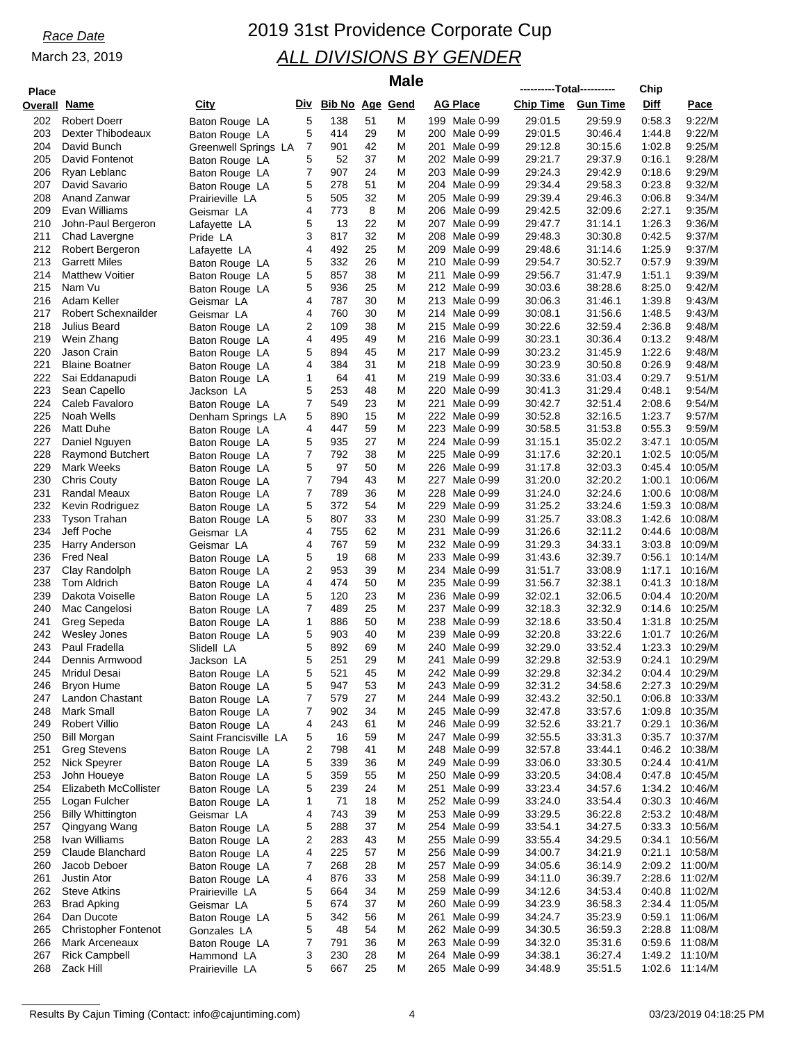*Race Date*

March 23, 2019

# 2019 31st Providence Corporate Cup

## *ALL DIVISIONS BY GENDER*

### Male

| Place Overall | Name | City | Div | Bib No | Age | Gend | AG Place | | Chip Time (Total) | Gun Time (Total) | Chip Diff | Pace |
|---|---|---|---|---|---|---|---|---|---|---|---|---|
| 202 | Robert Doerr | Baton Rouge LA | 5 | 138 | 51 | M | 199 | Male 0-99 | 29:01.5 | 29:59.9 | 0:58.3 | 9:22/M |
| 203 | Dexter Thibodeaux | Baton Rouge LA | 5 | 414 | 29 | M | 200 | Male 0-99 | 29:01.5 | 30:46.4 | 1:44.8 | 9:22/M |
| 204 | David Bunch | Greenwell Springs LA | 7 | 901 | 42 | M | 201 | Male 0-99 | 29:12.8 | 30:15.6 | 1:02.8 | 9:25/M |
| 205 | David Fontenot | Baton Rouge LA | 5 | 52 | 37 | M | 202 | Male 0-99 | 29:21.7 | 29:37.9 | 0:16.1 | 9:28/M |
| 206 | Ryan Leblanc | Baton Rouge LA | 7 | 907 | 24 | M | 203 | Male 0-99 | 29:24.3 | 29:42.9 | 0:18.6 | 9:29/M |
| 207 | David Savario | Baton Rouge LA | 5 | 278 | 51 | M | 204 | Male 0-99 | 29:34.4 | 29:58.3 | 0:23.8 | 9:32/M |
| 208 | Anand Zanwar | Prairieville LA | 5 | 505 | 32 | M | 205 | Male 0-99 | 29:39.4 | 29:46.3 | 0:06.8 | 9:34/M |
| 209 | Evan Williams | Geismar LA | 4 | 773 | 8 | M | 206 | Male 0-99 | 29:42.5 | 32:09.6 | 2:27.1 | 9:35/M |
| 210 | John-Paul Bergeron | Lafayette LA | 5 | 13 | 22 | M | 207 | Male 0-99 | 29:47.7 | 31:14.1 | 1:26.3 | 9:36/M |
| 211 | Chad Lavergne | Pride LA | 3 | 817 | 32 | M | 208 | Male 0-99 | 29:48.3 | 30:30.8 | 0:42.5 | 9:37/M |
| 212 | Robert Bergeron | Lafayette LA | 4 | 492 | 25 | M | 209 | Male 0-99 | 29:48.6 | 31:14.6 | 1:25.9 | 9:37/M |
| 213 | Garrett Miles | Baton Rouge LA | 5 | 332 | 26 | M | 210 | Male 0-99 | 29:54.7 | 30:52.7 | 0:57.9 | 9:39/M |
| 214 | Matthew Voitier | Baton Rouge LA | 5 | 857 | 38 | M | 211 | Male 0-99 | 29:56.7 | 31:47.9 | 1:51.1 | 9:39/M |
| 215 | Nam Vu | Baton Rouge LA | 5 | 936 | 25 | M | 212 | Male 0-99 | 30:03.6 | 38:28.6 | 8:25.0 | 9:42/M |
| 216 | Adam Keller | Geismar LA | 4 | 787 | 30 | M | 213 | Male 0-99 | 30:06.3 | 31:46.1 | 1:39.8 | 9:43/M |
| 217 | Robert Schexnailder | Geismar LA | 4 | 760 | 30 | M | 214 | Male 0-99 | 30:08.1 | 31:56.6 | 1:48.5 | 9:43/M |
| 218 | Julius Beard | Baton Rouge LA | 2 | 109 | 38 | M | 215 | Male 0-99 | 30:22.6 | 32:59.4 | 2:36.8 | 9:48/M |
| 219 | Wein Zhang | Baton Rouge LA | 4 | 495 | 49 | M | 216 | Male 0-99 | 30:23.1 | 30:36.4 | 0:13.2 | 9:48/M |
| 220 | Jason Crain | Baton Rouge LA | 5 | 894 | 45 | M | 217 | Male 0-99 | 30:23.2 | 31:45.9 | 1:22.6 | 9:48/M |
| 221 | Blaine Boatner | Baton Rouge LA | 4 | 384 | 31 | M | 218 | Male 0-99 | 30:23.9 | 30:50.8 | 0:26.9 | 9:48/M |
| 222 | Sai Eddanapudi | Baton Rouge LA | 1 | 64 | 41 | M | 219 | Male 0-99 | 30:33.6 | 31:03.4 | 0:29.7 | 9:51/M |
| 223 | Sean Capello | Jackson LA | 5 | 253 | 48 | M | 220 | Male 0-99 | 30:41.3 | 31:29.4 | 0:48.1 | 9:54/M |
| 224 | Caleb Favaloro | Baton Rouge LA | 7 | 549 | 23 | M | 221 | Male 0-99 | 30:42.7 | 32:51.4 | 2:08.6 | 9:54/M |
| 225 | Noah Wells | Denham Springs LA | 5 | 890 | 15 | M | 222 | Male 0-99 | 30:52.8 | 32:16.5 | 1:23.7 | 9:57/M |
| 226 | Matt Duhe | Baton Rouge LA | 4 | 447 | 59 | M | 223 | Male 0-99 | 30:58.5 | 31:53.8 | 0:55.3 | 9:59/M |
| 227 | Daniel Nguyen | Baton Rouge LA | 5 | 935 | 27 | M | 224 | Male 0-99 | 31:15.1 | 35:02.2 | 3:47.1 | 10:05/M |
| 228 | Raymond Butchert | Baton Rouge LA | 7 | 792 | 38 | M | 225 | Male 0-99 | 31:17.6 | 32:20.1 | 1:02.5 | 10:05/M |
| 229 | Mark Weeks | Baton Rouge LA | 5 | 97 | 50 | M | 226 | Male 0-99 | 31:17.8 | 32:03.3 | 0:45.4 | 10:05/M |
| 230 | Chris Couty | Baton Rouge LA | 7 | 794 | 43 | M | 227 | Male 0-99 | 31:20.0 | 32:20.2 | 1:00.1 | 10:06/M |
| 231 | Randal Meaux | Baton Rouge LA | 7 | 789 | 36 | M | 228 | Male 0-99 | 31:24.0 | 32:24.6 | 1:00.6 | 10:08/M |
| 232 | Kevin Rodriguez | Baton Rouge LA | 5 | 372 | 54 | M | 229 | Male 0-99 | 31:25.2 | 33:24.6 | 1:59.3 | 10:08/M |
| 233 | Tyson Trahan | Baton Rouge LA | 5 | 807 | 33 | M | 230 | Male 0-99 | 31:25.7 | 33:08.3 | 1:42.6 | 10:08/M |
| 234 | Jeff Poche | Geismar LA | 4 | 755 | 62 | M | 231 | Male 0-99 | 31:26.6 | 32:11.2 | 0:44.6 | 10:08/M |
| 235 | Harry Anderson | Geismar LA | 4 | 767 | 59 | M | 232 | Male 0-99 | 31:29.3 | 34:33.1 | 3:03.8 | 10:09/M |
| 236 | Fred Neal | Baton Rouge LA | 5 | 19 | 68 | M | 233 | Male 0-99 | 31:43.6 | 32:39.7 | 0:56.1 | 10:14/M |
| 237 | Clay Randolph | Baton Rouge LA | 2 | 953 | 39 | M | 234 | Male 0-99 | 31:51.7 | 33:08.9 | 1:17.1 | 10:16/M |
| 238 | Tom Aldrich | Baton Rouge LA | 4 | 474 | 50 | M | 235 | Male 0-99 | 31:56.7 | 32:38.1 | 0:41.3 | 10:18/M |
| 239 | Dakota Voiselle | Baton Rouge LA | 5 | 120 | 23 | M | 236 | Male 0-99 | 32:02.1 | 32:06.5 | 0:04.4 | 10:20/M |
| 240 | Mac Cangelosi | Baton Rouge LA | 7 | 489 | 25 | M | 237 | Male 0-99 | 32:18.3 | 32:32.9 | 0:14.6 | 10:25/M |
| 241 | Greg Sepeda | Baton Rouge LA | 1 | 886 | 50 | M | 238 | Male 0-99 | 32:18.6 | 33:50.4 | 1:31.8 | 10:25/M |
| 242 | Wesley Jones | Baton Rouge LA | 5 | 903 | 40 | M | 239 | Male 0-99 | 32:20.8 | 33:22.6 | 1:01.7 | 10:26/M |
| 243 | Paul Fradella | Slidell LA | 5 | 892 | 69 | M | 240 | Male 0-99 | 32:29.0 | 33:52.4 | 1:23.3 | 10:29/M |
| 244 | Dennis Armwood | Jackson LA | 5 | 251 | 29 | M | 241 | Male 0-99 | 32:29.8 | 32:53.9 | 0:24.1 | 10:29/M |
| 245 | Mridul Desai | Baton Rouge LA | 5 | 521 | 45 | M | 242 | Male 0-99 | 32:29.8 | 32:34.2 | 0:04.4 | 10:29/M |
| 246 | Bryon Hume | Baton Rouge LA | 5 | 947 | 53 | M | 243 | Male 0-99 | 32:31.2 | 34:58.6 | 2:27.3 | 10:29/M |
| 247 | Landon Chastant | Baton Rouge LA | 7 | 579 | 27 | M | 244 | Male 0-99 | 32:43.2 | 32:50.1 | 0:06.8 | 10:33/M |
| 248 | Mark Small | Baton Rouge LA | 7 | 902 | 34 | M | 245 | Male 0-99 | 32:47.8 | 33:57.6 | 1:09.8 | 10:35/M |
| 249 | Robert Villio | Baton Rouge LA | 4 | 243 | 61 | M | 246 | Male 0-99 | 32:52.6 | 33:21.7 | 0:29.1 | 10:36/M |
| 250 | Bill Morgan | Saint Francisville LA | 5 | 16 | 59 | M | 247 | Male 0-99 | 32:55.5 | 33:31.3 | 0:35.7 | 10:37/M |
| 251 | Greg Stevens | Baton Rouge LA | 2 | 798 | 41 | M | 248 | Male 0-99 | 32:57.8 | 33:44.1 | 0:46.2 | 10:38/M |
| 252 | Nick Speyrer | Baton Rouge LA | 5 | 339 | 36 | M | 249 | Male 0-99 | 33:06.0 | 33:30.5 | 0:24.4 | 10:41/M |
| 253 | John Houeye | Baton Rouge LA | 5 | 359 | 55 | M | 250 | Male 0-99 | 33:20.5 | 34:08.4 | 0:47.8 | 10:45/M |
| 254 | Elizabeth McCollister | Baton Rouge LA | 5 | 239 | 24 | M | 251 | Male 0-99 | 33:23.4 | 34:57.6 | 1:34.2 | 10:46/M |
| 255 | Logan Fulcher | Baton Rouge LA | 1 | 71 | 18 | M | 252 | Male 0-99 | 33:24.0 | 33:54.4 | 0:30.3 | 10:46/M |
| 256 | Billy Whittington | Geismar LA | 4 | 743 | 39 | M | 253 | Male 0-99 | 33:29.5 | 36:22.8 | 2:53.2 | 10:48/M |
| 257 | Qingyang Wang | Baton Rouge LA | 5 | 288 | 37 | M | 254 | Male 0-99 | 33:54.1 | 34:27.5 | 0:33.3 | 10:56/M |
| 258 | Ivan Williams | Baton Rouge LA | 2 | 283 | 43 | M | 255 | Male 0-99 | 33:55.4 | 34:29.5 | 0:34.1 | 10:56/M |
| 259 | Claude Blanchard | Baton Rouge LA | 4 | 225 | 57 | M | 256 | Male 0-99 | 34:00.7 | 34:21.9 | 0:21.1 | 10:58/M |
| 260 | Jacob Deboer | Baton Rouge LA | 7 | 268 | 28 | M | 257 | Male 0-99 | 34:05.6 | 36:14.9 | 2:09.2 | 11:00/M |
| 261 | Justin Ator | Baton Rouge LA | 4 | 876 | 33 | M | 258 | Male 0-99 | 34:11.0 | 36:39.7 | 2:28.6 | 11:02/M |
| 262 | Steve Atkins | Prairieville LA | 5 | 664 | 34 | M | 259 | Male 0-99 | 34:12.6 | 34:53.4 | 0:40.8 | 11:02/M |
| 263 | Brad Apking | Geismar LA | 5 | 674 | 37 | M | 260 | Male 0-99 | 34:23.9 | 36:58.3 | 2:34.4 | 11:05/M |
| 264 | Dan Ducote | Baton Rouge LA | 5 | 342 | 56 | M | 261 | Male 0-99 | 34:24.7 | 35:23.9 | 0:59.1 | 11:06/M |
| 265 | Christopher Fontenot | Gonzales LA | 5 | 48 | 54 | M | 262 | Male 0-99 | 34:30.5 | 36:59.3 | 2:28.8 | 11:08/M |
| 266 | Mark Arceneaux | Baton Rouge LA | 7 | 791 | 36 | M | 263 | Male 0-99 | 34:32.0 | 35:31.6 | 0:59.6 | 11:08/M |
| 267 | Rick Campbell | Hammond LA | 3 | 230 | 28 | M | 264 | Male 0-99 | 34:38.1 | 36:27.4 | 1:49.2 | 11:10/M |
| 268 | Zack Hill | Prairieville LA | 5 | 667 | 25 | M | 265 | Male 0-99 | 34:48.9 | 35:51.5 | 1:02.6 | 11:14/M |

Results By Cajun Timing (Contact: info@cajuntiming.com) 03/23/2019 04:18:25 PM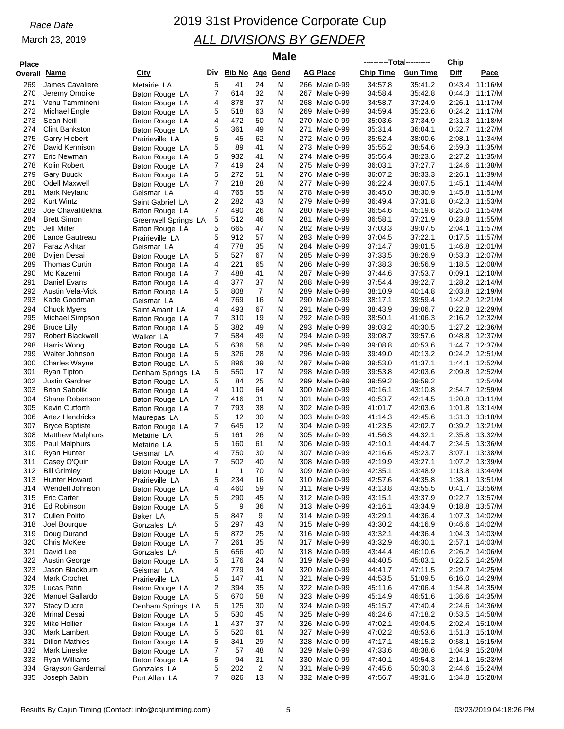*Race Date*

March 23, 2019

# 2019 31st Providence Corporate Cup

## *ALL DIVISIONS BY GENDER*

### Male

| Place Overall | Name | City | Div | Bib No | Age | Gend | AG Place | | ----------Total---------- Chip Time | Gun Time | Chip Diff | Pace |
|---|---|---|---|---|---|---|---|---|---|---|---|---|
| 269 | James Cavaliere | Metairie LA | 5 | 41 | 24 | M | 266 | Male 0-99 | 34:57.8 | 35:41.2 | 0:43.4 | 11:16/M |
| 270 | Jeremy Omoike | Baton Rouge LA | 7 | 614 | 32 | M | 267 | Male 0-99 | 34:58.4 | 35:42.8 | 0:44.3 | 11:17/M |
| 271 | Venu Tammineni | Baton Rouge LA | 4 | 878 | 37 | M | 268 | Male 0-99 | 34:58.7 | 37:24.9 | 2:26.1 | 11:17/M |
| 272 | Michael Engle | Baton Rouge LA | 5 | 518 | 63 | M | 269 | Male 0-99 | 34:59.4 | 35:23.6 | 0:24.2 | 11:17/M |
| 273 | Sean Neill | Baton Rouge LA | 4 | 472 | 50 | M | 270 | Male 0-99 | 35:03.6 | 37:34.9 | 2:31.3 | 11:18/M |
| 274 | Clint Bankston | Baton Rouge LA | 5 | 361 | 49 | M | 271 | Male 0-99 | 35:31.4 | 36:04.1 | 0:32.7 | 11:27/M |
| 275 | Garry Hiebert | Prairieville LA | 5 | 45 | 62 | M | 272 | Male 0-99 | 35:52.4 | 38:00.6 | 2:08.1 | 11:34/M |
| 276 | David Kennison | Baton Rouge LA | 5 | 89 | 41 | M | 273 | Male 0-99 | 35:55.2 | 38:54.6 | 2:59.3 | 11:35/M |
| 277 | Eric Newman | Baton Rouge LA | 5 | 932 | 41 | M | 274 | Male 0-99 | 35:56.4 | 38:23.6 | 2:27.2 | 11:35/M |
| 278 | Kolin Robert | Baton Rouge LA | 7 | 419 | 24 | M | 275 | Male 0-99 | 36:03.1 | 37:27.7 | 1:24.6 | 11:38/M |
| 279 | Gary Buuck | Baton Rouge LA | 5 | 272 | 51 | M | 276 | Male 0-99 | 36:07.2 | 38:33.3 | 2:26.1 | 11:39/M |
| 280 | Odell Maxwell | Baton Rouge LA | 7 | 218 | 28 | M | 277 | Male 0-99 | 36:22.4 | 38:07.5 | 1:45.1 | 11:44/M |
| 281 | Mark Neyland | Geismar LA | 4 | 765 | 55 | M | 278 | Male 0-99 | 36:45.0 | 38:30.9 | 1:45.8 | 11:51/M |
| 282 | Kurt Wintz | Saint Gabriel LA | 2 | 282 | 43 | M | 279 | Male 0-99 | 36:49.4 | 37:31.8 | 0:42.3 | 11:53/M |
| 283 | Joe Chavalitlekha | Baton Rouge LA | 7 | 490 | 26 | M | 280 | Male 0-99 | 36:54.6 | 45:19.6 | 8:25.0 | 11:54/M |
| 284 | Brett Simon | Greenwell Springs LA | 5 | 512 | 46 | M | 281 | Male 0-99 | 36:58.1 | 37:21.9 | 0:23.8 | 11:55/M |
| 285 | Jeff Miller | Baton Rouge LA | 5 | 665 | 47 | M | 282 | Male 0-99 | 37:03.3 | 39:07.5 | 2:04.1 | 11:57/M |
| 286 | Lance Gautreau | Prairieville LA | 5 | 912 | 57 | M | 283 | Male 0-99 | 37:04.5 | 37:22.1 | 0:17.5 | 11:57/M |
| 287 | Faraz Akhtar | Geismar LA | 4 | 778 | 35 | M | 284 | Male 0-99 | 37:14.7 | 39:01.5 | 1:46.8 | 12:01/M |
| 288 | Dvijen Desai | Baton Rouge LA | 5 | 527 | 67 | M | 285 | Male 0-99 | 37:33.5 | 38:26.9 | 0:53.3 | 12:07/M |
| 289 | Thomas Curtin | Baton Rouge LA | 4 | 221 | 65 | M | 286 | Male 0-99 | 37:38.3 | 38:56.9 | 1:18.5 | 12:08/M |
| 290 | Mo Kazemi | Baton Rouge LA | 7 | 488 | 41 | M | 287 | Male 0-99 | 37:44.6 | 37:53.7 | 0:09.1 | 12:10/M |
| 291 | Daniel Evans | Baton Rouge LA | 4 | 377 | 37 | M | 288 | Male 0-99 | 37:54.4 | 39:22.7 | 1:28.2 | 12:14/M |
| 292 | Austin Vela-Vick | Baton Rouge LA | 5 | 808 | 7 | M | 289 | Male 0-99 | 38:10.9 | 40:14.8 | 2:03.8 | 12:19/M |
| 293 | Kade Goodman | Geismar LA | 4 | 769 | 16 | M | 290 | Male 0-99 | 38:17.1 | 39:59.4 | 1:42.2 | 12:21/M |
| 294 | Chuck Myers | Saint Amant LA | 4 | 493 | 67 | M | 291 | Male 0-99 | 38:43.9 | 39:06.7 | 0:22.8 | 12:29/M |
| 295 | Michael Simpson | Baton Rouge LA | 7 | 310 | 19 | M | 292 | Male 0-99 | 38:50.1 | 41:06.3 | 2:16.2 | 12:32/M |
| 296 | Bruce Lilly | Baton Rouge LA | 5 | 382 | 49 | M | 293 | Male 0-99 | 39:03.2 | 40:30.5 | 1:27.2 | 12:36/M |
| 297 | Robert Blackwell | Walker LA | 7 | 584 | 49 | M | 294 | Male 0-99 | 39:08.7 | 39:57.6 | 0:48.8 | 12:37/M |
| 298 | Harris Wong | Baton Rouge LA | 5 | 636 | 56 | M | 295 | Male 0-99 | 39:08.8 | 40:53.6 | 1:44.7 | 12:37/M |
| 299 | Walter Johnson | Baton Rouge LA | 5 | 326 | 28 | M | 296 | Male 0-99 | 39:49.0 | 40:13.2 | 0:24.2 | 12:51/M |
| 300 | Charles Wayne | Baton Rouge LA | 5 | 896 | 39 | M | 297 | Male 0-99 | 39:53.0 | 41:37.1 | 1:44.1 | 12:52/M |
| 301 | Ryan Tipton | Denham Springs LA | 5 | 550 | 17 | M | 298 | Male 0-99 | 39:53.8 | 42:03.6 | 2:09.8 | 12:52/M |
| 302 | Justin Gardner | Baton Rouge LA | 5 | 84 | 25 | M | 299 | Male 0-99 | 39:59.2 | 39:59.2 | | 12:54/M |
| 303 | Brian Sabolik | Baton Rouge LA | 4 | 110 | 64 | M | 300 | Male 0-99 | 40:16.1 | 43:10.8 | 2:54.7 | 12:59/M |
| 304 | Shane Robertson | Baton Rouge LA | 7 | 416 | 31 | M | 301 | Male 0-99 | 40:53.7 | 42:14.5 | 1:20.8 | 13:11/M |
| 305 | Kevin Cutforth | Baton Rouge LA | 7 | 793 | 38 | M | 302 | Male 0-99 | 41:01.7 | 42:03.6 | 1:01.8 | 13:14/M |
| 306 | Artez Hendricks | Maurepas LA | 5 | 12 | 30 | M | 303 | Male 0-99 | 41:14.3 | 42:45.6 | 1:31.3 | 13:18/M |
| 307 | Bryce Baptiste | Baton Rouge LA | 7 | 645 | 12 | M | 304 | Male 0-99 | 41:23.5 | 42:02.7 | 0:39.2 | 13:21/M |
| 308 | Matthew Malphurs | Metairie LA | 5 | 161 | 26 | M | 305 | Male 0-99 | 41:56.3 | 44:32.1 | 2:35.8 | 13:32/M |
| 309 | Paul Malphurs | Metairie LA | 5 | 160 | 61 | M | 306 | Male 0-99 | 42:10.1 | 44:44.7 | 2:34.5 | 13:36/M |
| 310 | Ryan Hunter | Geismar LA | 4 | 750 | 30 | M | 307 | Male 0-99 | 42:16.6 | 45:23.7 | 3:07.1 | 13:38/M |
| 311 | Casey O'Quin | Baton Rouge LA | 7 | 502 | 40 | M | 308 | Male 0-99 | 42:19.9 | 43:27.1 | 1:07.2 | 13:39/M |
| 312 | Bill Grimley | Baton Rouge LA | 1 | 1 | 70 | M | 309 | Male 0-99 | 42:35.1 | 43:48.9 | 1:13.8 | 13:44/M |
| 313 | Hunter Howard | Prairieville LA | 5 | 234 | 16 | M | 310 | Male 0-99 | 42:57.6 | 44:35.8 | 1:38.1 | 13:51/M |
| 314 | Wendell Johnson | Baton Rouge LA | 4 | 460 | 59 | M | 311 | Male 0-99 | 43:13.8 | 43:55.5 | 0:41.7 | 13:56/M |
| 315 | Eric Carter | Baton Rouge LA | 5 | 290 | 45 | M | 312 | Male 0-99 | 43:15.1 | 43:37.9 | 0:22.7 | 13:57/M |
| 316 | Ed Robinson | Baton Rouge LA | 5 | 9 | 36 | M | 313 | Male 0-99 | 43:16.1 | 43:34.9 | 0:18.8 | 13:57/M |
| 317 | Cullen Polito | Baker LA | 5 | 847 | 9 | M | 314 | Male 0-99 | 43:29.1 | 44:36.4 | 1:07.3 | 14:02/M |
| 318 | Joel Bourque | Gonzales LA | 5 | 297 | 43 | M | 315 | Male 0-99 | 43:30.2 | 44:16.9 | 0:46.6 | 14:02/M |
| 319 | Doug Durand | Baton Rouge LA | 5 | 872 | 25 | M | 316 | Male 0-99 | 43:32.1 | 44:36.4 | 1:04.3 | 14:03/M |
| 320 | Chris McKee | Baton Rouge LA | 7 | 261 | 35 | M | 317 | Male 0-99 | 43:32.9 | 46:30.1 | 2:57.1 | 14:03/M |
| 321 | David Lee | Gonzales LA | 5 | 656 | 40 | M | 318 | Male 0-99 | 43:44.4 | 46:10.6 | 2:26.2 | 14:06/M |
| 322 | Austin George | Baton Rouge LA | 5 | 176 | 24 | M | 319 | Male 0-99 | 44:40.5 | 45:03.1 | 0:22.5 | 14:25/M |
| 323 | Jason Blackburn | Geismar LA | 4 | 779 | 34 | M | 320 | Male 0-99 | 44:41.7 | 47:11.5 | 2:29.7 | 14:25/M |
| 324 | Mark Crochet | Prairieville LA | 5 | 147 | 41 | M | 321 | Male 0-99 | 44:53.5 | 51:09.5 | 6:16.0 | 14:29/M |
| 325 | Lucas Patin | Baton Rouge LA | 2 | 394 | 35 | M | 322 | Male 0-99 | 45:11.6 | 47:06.4 | 1:54.8 | 14:35/M |
| 326 | Manuel Gallardo | Baton Rouge LA | 5 | 670 | 58 | M | 323 | Male 0-99 | 45:14.9 | 46:51.6 | 1:36.6 | 14:35/M |
| 327 | Stacy Ducre | Denham Springs LA | 5 | 125 | 30 | M | 324 | Male 0-99 | 45:15.7 | 47:40.4 | 2:24.6 | 14:36/M |
| 328 | Mrinal Desai | Baton Rouge LA | 5 | 530 | 45 | M | 325 | Male 0-99 | 46:24.6 | 47:18.2 | 0:53.5 | 14:58/M |
| 329 | Mike Hollier | Baton Rouge LA | 1 | 437 | 37 | M | 326 | Male 0-99 | 47:02.1 | 49:04.5 | 2:02.4 | 15:10/M |
| 330 | Mark Lambert | Baton Rouge LA | 5 | 520 | 61 | M | 327 | Male 0-99 | 47:02.2 | 48:53.6 | 1:51.3 | 15:10/M |
| 331 | Dillon Mathies | Baton Rouge LA | 5 | 341 | 29 | M | 328 | Male 0-99 | 47:17.1 | 48:15.2 | 0:58.1 | 15:15/M |
| 332 | Mark Lineske | Baton Rouge LA | 7 | 57 | 48 | M | 329 | Male 0-99 | 47:33.6 | 48:38.6 | 1:04.9 | 15:20/M |
| 333 | Ryan Williams | Baton Rouge LA | 5 | 94 | 31 | M | 330 | Male 0-99 | 47:40.1 | 49:54.3 | 2:14.1 | 15:23/M |
| 334 | Grayson Gardemal | Gonzales LA | 5 | 202 | 2 | M | 331 | Male 0-99 | 47:45.6 | 50:30.3 | 2:44.6 | 15:24/M |
| 335 | Joseph Babin | Port Allen LA | 7 | 826 | 13 | M | 332 | Male 0-99 | 47:56.7 | 49:31.6 | 1:34.8 | 15:28/M |

Results By Cajun Timing (Contact: info@cajuntiming.com) 03/23/2019 04:18:26 PM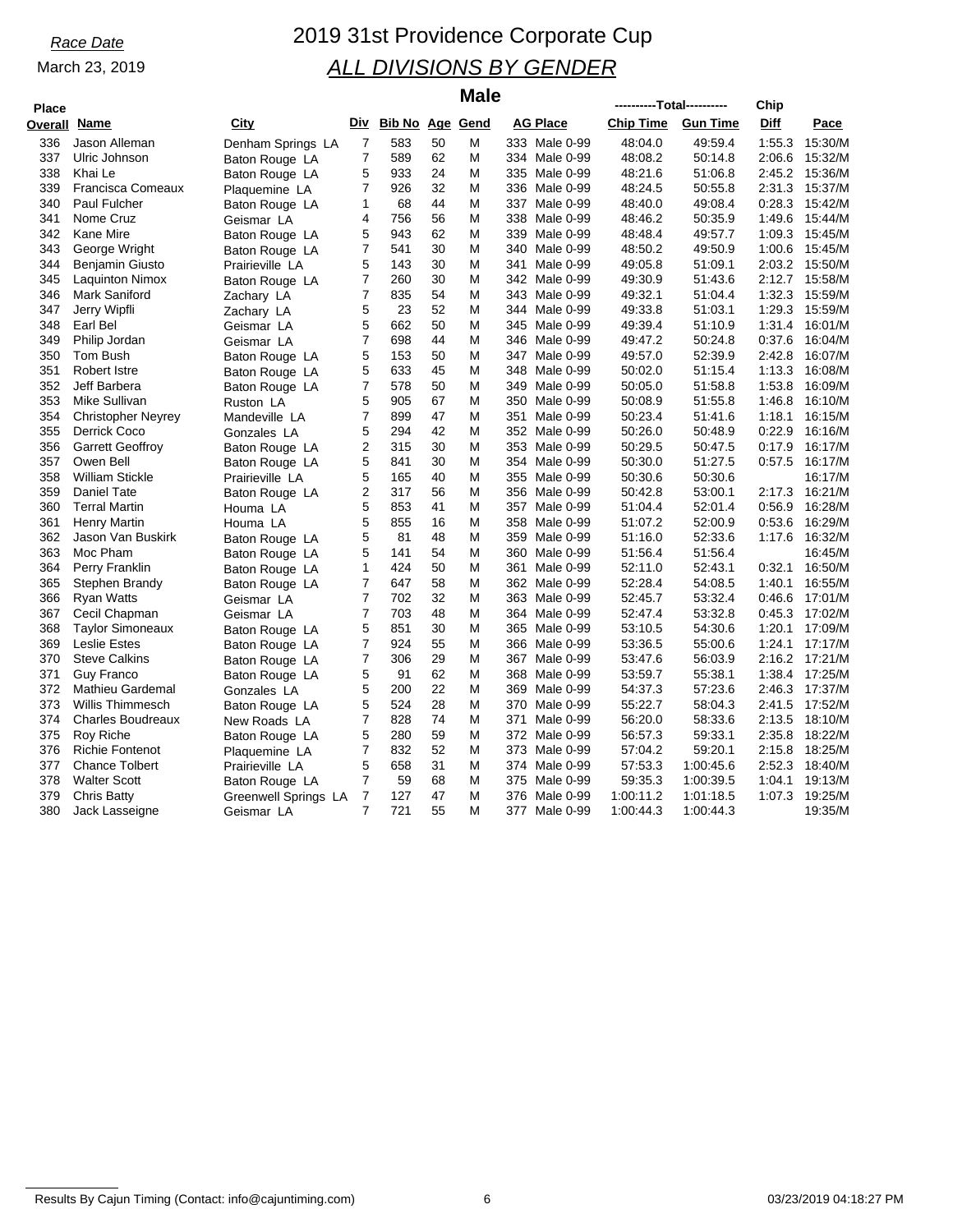*Race Date*

March 23, 2019

# 2019 31st Providence Corporate Cup

## *ALL DIVISIONS BY GENDER*

### Male

| Place Overall | Name | City | Div | Bib No | Age | Gend | AG Place | | ----------Total---------- Chip Time | Gun Time | Chip Diff | Pace |
|---|---|---|---|---|---|---|---|---|---|---|---|---|
| 336 | Jason Alleman | Denham Springs LA | 7 | 583 | 50 | M | 333 | Male 0-99 | 48:04.0 | 49:59.4 | 1:55.3 | 15:30/M |
| 337 | Ulric Johnson | Baton Rouge LA | 7 | 589 | 62 | M | 334 | Male 0-99 | 48:08.2 | 50:14.8 | 2:06.6 | 15:32/M |
| 338 | Khai Le | Baton Rouge LA | 5 | 933 | 24 | M | 335 | Male 0-99 | 48:21.6 | 51:06.8 | 2:45.2 | 15:36/M |
| 339 | Francisca Comeaux | Plaquemine LA | 7 | 926 | 32 | M | 336 | Male 0-99 | 48:24.5 | 50:55.8 | 2:31.3 | 15:37/M |
| 340 | Paul Fulcher | Baton Rouge LA | 1 | 68 | 44 | M | 337 | Male 0-99 | 48:40.0 | 49:08.4 | 0:28.3 | 15:42/M |
| 341 | Nome Cruz | Geismar LA | 4 | 756 | 56 | M | 338 | Male 0-99 | 48:46.2 | 50:35.9 | 1:49.6 | 15:44/M |
| 342 | Kane Mire | Baton Rouge LA | 5 | 943 | 62 | M | 339 | Male 0-99 | 48:48.4 | 49:57.7 | 1:09.3 | 15:45/M |
| 343 | George Wright | Baton Rouge LA | 7 | 541 | 30 | M | 340 | Male 0-99 | 48:50.2 | 49:50.9 | 1:00.6 | 15:45/M |
| 344 | Benjamin Giusto | Prairieville LA | 5 | 143 | 30 | M | 341 | Male 0-99 | 49:05.8 | 51:09.1 | 2:03.2 | 15:50/M |
| 345 | Laquinton Nimox | Baton Rouge LA | 7 | 260 | 30 | M | 342 | Male 0-99 | 49:30.9 | 51:43.6 | 2:12.7 | 15:58/M |
| 346 | Mark Saniford | Zachary LA | 7 | 835 | 54 | M | 343 | Male 0-99 | 49:32.1 | 51:04.4 | 1:32.3 | 15:59/M |
| 347 | Jerry Wipfli | Zachary LA | 5 | 23 | 52 | M | 344 | Male 0-99 | 49:33.8 | 51:03.1 | 1:29.3 | 15:59/M |
| 348 | Earl Bel | Geismar LA | 5 | 662 | 50 | M | 345 | Male 0-99 | 49:39.4 | 51:10.9 | 1:31.4 | 16:01/M |
| 349 | Philip Jordan | Geismar LA | 7 | 698 | 44 | M | 346 | Male 0-99 | 49:47.2 | 50:24.8 | 0:37.6 | 16:04/M |
| 350 | Tom Bush | Baton Rouge LA | 5 | 153 | 50 | M | 347 | Male 0-99 | 49:57.0 | 52:39.9 | 2:42.8 | 16:07/M |
| 351 | Robert Istre | Baton Rouge LA | 5 | 633 | 45 | M | 348 | Male 0-99 | 50:02.0 | 51:15.4 | 1:13.3 | 16:08/M |
| 352 | Jeff Barbera | Baton Rouge LA | 7 | 578 | 50 | M | 349 | Male 0-99 | 50:05.0 | 51:58.8 | 1:53.8 | 16:09/M |
| 353 | Mike Sullivan | Ruston LA | 5 | 905 | 67 | M | 350 | Male 0-99 | 50:08.9 | 51:55.8 | 1:46.8 | 16:10/M |
| 354 | Christopher Neyrey | Mandeville LA | 7 | 899 | 47 | M | 351 | Male 0-99 | 50:23.4 | 51:41.6 | 1:18.1 | 16:15/M |
| 355 | Derrick Coco | Gonzales LA | 5 | 294 | 42 | M | 352 | Male 0-99 | 50:26.0 | 50:48.9 | 0:22.9 | 16:16/M |
| 356 | Garrett Geoffroy | Baton Rouge LA | 2 | 315 | 30 | M | 353 | Male 0-99 | 50:29.5 | 50:47.5 | 0:17.9 | 16:17/M |
| 357 | Owen Bell | Baton Rouge LA | 5 | 841 | 30 | M | 354 | Male 0-99 | 50:30.0 | 51:27.5 | 0:57.5 | 16:17/M |
| 358 | William Stickle | Prairieville LA | 5 | 165 | 40 | M | 355 | Male 0-99 | 50:30.6 | 50:30.6 | | 16:17/M |
| 359 | Daniel Tate | Baton Rouge LA | 2 | 317 | 56 | M | 356 | Male 0-99 | 50:42.8 | 53:00.1 | 2:17.3 | 16:21/M |
| 360 | Terral Martin | Houma LA | 5 | 853 | 41 | M | 357 | Male 0-99 | 51:04.4 | 52:01.4 | 0:56.9 | 16:28/M |
| 361 | Henry Martin | Houma LA | 5 | 855 | 16 | M | 358 | Male 0-99 | 51:07.2 | 52:00.9 | 0:53.6 | 16:29/M |
| 362 | Jason Van Buskirk | Baton Rouge LA | 5 | 81 | 48 | M | 359 | Male 0-99 | 51:16.0 | 52:33.6 | 1:17.6 | 16:32/M |
| 363 | Moc Pham | Baton Rouge LA | 5 | 141 | 54 | M | 360 | Male 0-99 | 51:56.4 | 51:56.4 | | 16:45/M |
| 364 | Perry Franklin | Baton Rouge LA | 1 | 424 | 50 | M | 361 | Male 0-99 | 52:11.0 | 52:43.1 | 0:32.1 | 16:50/M |
| 365 | Stephen Brandy | Baton Rouge LA | 7 | 647 | 58 | M | 362 | Male 0-99 | 52:28.4 | 54:08.5 | 1:40.1 | 16:55/M |
| 366 | Ryan Watts | Geismar LA | 7 | 702 | 32 | M | 363 | Male 0-99 | 52:45.7 | 53:32.4 | 0:46.6 | 17:01/M |
| 367 | Cecil Chapman | Geismar LA | 7 | 703 | 48 | M | 364 | Male 0-99 | 52:47.4 | 53:32.8 | 0:45.3 | 17:02/M |
| 368 | Taylor Simoneaux | Baton Rouge LA | 5 | 851 | 30 | M | 365 | Male 0-99 | 53:10.5 | 54:30.6 | 1:20.1 | 17:09/M |
| 369 | Leslie Estes | Baton Rouge LA | 7 | 924 | 55 | M | 366 | Male 0-99 | 53:36.5 | 55:00.6 | 1:24.1 | 17:17/M |
| 370 | Steve Calkins | Baton Rouge LA | 7 | 306 | 29 | M | 367 | Male 0-99 | 53:47.6 | 56:03.9 | 2:16.2 | 17:21/M |
| 371 | Guy Franco | Baton Rouge LA | 5 | 91 | 62 | M | 368 | Male 0-99 | 53:59.7 | 55:38.1 | 1:38.4 | 17:25/M |
| 372 | Mathieu Gardemal | Gonzales LA | 5 | 200 | 22 | M | 369 | Male 0-99 | 54:37.3 | 57:23.6 | 2:46.3 | 17:37/M |
| 373 | Willis Thimmesch | Baton Rouge LA | 5 | 524 | 28 | M | 370 | Male 0-99 | 55:22.7 | 58:04.3 | 2:41.5 | 17:52/M |
| 374 | Charles Boudreaux | New Roads LA | 7 | 828 | 74 | M | 371 | Male 0-99 | 56:20.0 | 58:33.6 | 2:13.5 | 18:10/M |
| 375 | Roy Riche | Baton Rouge LA | 5 | 280 | 59 | M | 372 | Male 0-99 | 56:57.3 | 59:33.1 | 2:35.8 | 18:22/M |
| 376 | Richie Fontenot | Plaquemine LA | 7 | 832 | 52 | M | 373 | Male 0-99 | 57:04.2 | 59:20.1 | 2:15.8 | 18:25/M |
| 377 | Chance Tolbert | Prairieville LA | 5 | 658 | 31 | M | 374 | Male 0-99 | 57:53.3 | 1:00:45.6 | 2:52.3 | 18:40/M |
| 378 | Walter Scott | Baton Rouge LA | 7 | 59 | 68 | M | 375 | Male 0-99 | 59:35.3 | 1:00:39.5 | 1:04.1 | 19:13/M |
| 379 | Chris Batty | Greenwell Springs LA | 7 | 127 | 47 | M | 376 | Male 0-99 | 1:00:11.2 | 1:01:18.5 | 1:07.3 | 19:25/M |
| 380 | Jack Lasseigne | Geismar LA | 7 | 721 | 55 | M | 377 | Male 0-99 | 1:00:44.3 | 1:00:44.3 | | 19:35/M |

Results By Cajun Timing (Contact: info@cajuntiming.com) 03/23/2019 04:18:27 PM